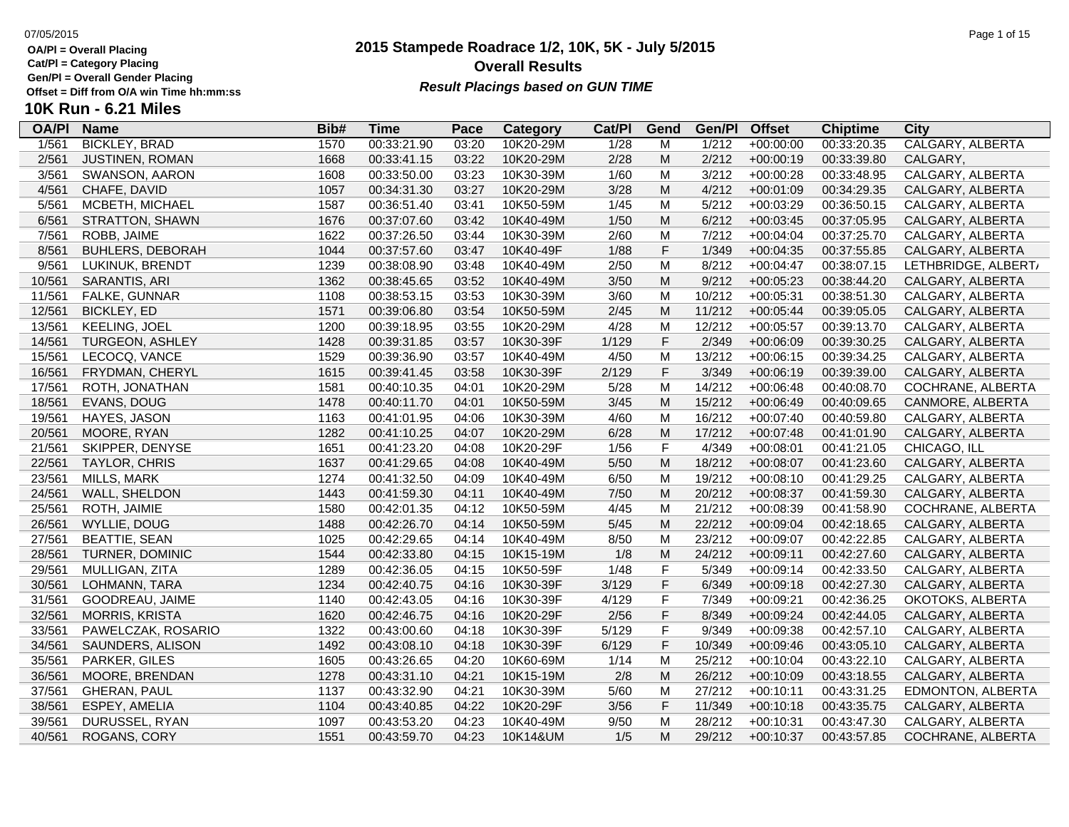**OA/Pl = Overall Placing**
**Cat/Pl = Category Placing**
**Gen/Pl = Overall Gender Placing**
**Offset = Diff from O/A win Time hh:mm:ss**

# 2015 Stampede Roadrace 1/2, 10K, 5K - July 5/2015

## Overall Results

***Result Placings based on GUN TIME***

## 10K Run - 6.21 Miles

| OA/Pl | Name | Bib# | Time | Pace | Category | Cat/Pl | Gend | Gen/Pl | Offset | Chiptime | City |
|---|---|---|---|---|---|---|---|---|---|---|---|
| 1/561 | BICKLEY, BRAD | 1570 | 00:33:21.90 | 03:20 | 10K20-29M | 1/28 | M | 1/212 | +00:00:00 | 00:33:20.35 | CALGARY, ALBERTA |
| 2/561 | JUSTINEN, ROMAN | 1668 | 00:33:41.15 | 03:22 | 10K20-29M | 2/28 | M | 2/212 | +00:00:19 | 00:33:39.80 | CALGARY, |
| 3/561 | SWANSON, AARON | 1608 | 00:33:50.00 | 03:23 | 10K30-39M | 1/60 | M | 3/212 | +00:00:28 | 00:33:48.95 | CALGARY, ALBERTA |
| 4/561 | CHAFE, DAVID | 1057 | 00:34:31.30 | 03:27 | 10K20-29M | 3/28 | M | 4/212 | +00:01:09 | 00:34:29.35 | CALGARY, ALBERTA |
| 5/561 | MCBETH, MICHAEL | 1587 | 00:36:51.40 | 03:41 | 10K50-59M | 1/45 | M | 5/212 | +00:03:29 | 00:36:50.15 | CALGARY, ALBERTA |
| 6/561 | STRATTON, SHAWN | 1676 | 00:37:07.60 | 03:42 | 10K40-49M | 1/50 | M | 6/212 | +00:03:45 | 00:37:05.95 | CALGARY, ALBERTA |
| 7/561 | ROBB, JAIME | 1622 | 00:37:26.50 | 03:44 | 10K30-39M | 2/60 | M | 7/212 | +00:04:04 | 00:37:25.70 | CALGARY, ALBERTA |
| 8/561 | BUHLERS, DEBORAH | 1044 | 00:37:57.60 | 03:47 | 10K40-49F | 1/88 | F | 1/349 | +00:04:35 | 00:37:55.85 | CALGARY, ALBERTA |
| 9/561 | LUKINUK, BRENDT | 1239 | 00:38:08.90 | 03:48 | 10K40-49M | 2/50 | M | 8/212 | +00:04:47 | 00:38:07.15 | LETHBRIDGE, ALBERTA |
| 10/561 | SARANTIS, ARI | 1362 | 00:38:45.65 | 03:52 | 10K40-49M | 3/50 | M | 9/212 | +00:05:23 | 00:38:44.20 | CALGARY, ALBERTA |
| 11/561 | FALKE, GUNNAR | 1108 | 00:38:53.15 | 03:53 | 10K30-39M | 3/60 | M | 10/212 | +00:05:31 | 00:38:51.30 | CALGARY, ALBERTA |
| 12/561 | BICKLEY, ED | 1571 | 00:39:06.80 | 03:54 | 10K50-59M | 2/45 | M | 11/212 | +00:05:44 | 00:39:05.05 | CALGARY, ALBERTA |
| 13/561 | KEELING, JOEL | 1200 | 00:39:18.95 | 03:55 | 10K20-29M | 4/28 | M | 12/212 | +00:05:57 | 00:39:13.70 | CALGARY, ALBERTA |
| 14/561 | TURGEON, ASHLEY | 1428 | 00:39:31.85 | 03:57 | 10K30-39F | 1/129 | F | 2/349 | +00:06:09 | 00:39:30.25 | CALGARY, ALBERTA |
| 15/561 | LECOCQ, VANCE | 1529 | 00:39:36.90 | 03:57 | 10K40-49M | 4/50 | M | 13/212 | +00:06:15 | 00:39:34.25 | CALGARY, ALBERTA |
| 16/561 | FRYDMAN, CHERYL | 1615 | 00:39:41.45 | 03:58 | 10K30-39F | 2/129 | F | 3/349 | +00:06:19 | 00:39:39.00 | CALGARY, ALBERTA |
| 17/561 | ROTH, JONATHAN | 1581 | 00:40:10.35 | 04:01 | 10K20-29M | 5/28 | M | 14/212 | +00:06:48 | 00:40:08.70 | COCHRANE, ALBERTA |
| 18/561 | EVANS, DOUG | 1478 | 00:40:11.70 | 04:01 | 10K50-59M | 3/45 | M | 15/212 | +00:06:49 | 00:40:09.65 | CANMORE, ALBERTA |
| 19/561 | HAYES, JASON | 1163 | 00:41:01.95 | 04:06 | 10K30-39M | 4/60 | M | 16/212 | +00:07:40 | 00:40:59.80 | CALGARY, ALBERTA |
| 20/561 | MOORE, RYAN | 1282 | 00:41:10.25 | 04:07 | 10K20-29M | 6/28 | M | 17/212 | +00:07:48 | 00:41:01.90 | CALGARY, ALBERTA |
| 21/561 | SKIPPER, DENYSE | 1651 | 00:41:23.20 | 04:08 | 10K20-29F | 1/56 | F | 4/349 | +00:08:01 | 00:41:21.05 | CHICAGO, ILL |
| 22/561 | TAYLOR, CHRIS | 1637 | 00:41:29.65 | 04:08 | 10K40-49M | 5/50 | M | 18/212 | +00:08:07 | 00:41:23.60 | CALGARY, ALBERTA |
| 23/561 | MILLS, MARK | 1274 | 00:41:32.50 | 04:09 | 10K40-49M | 6/50 | M | 19/212 | +00:08:10 | 00:41:29.25 | CALGARY, ALBERTA |
| 24/561 | WALL, SHELDON | 1443 | 00:41:59.30 | 04:11 | 10K40-49M | 7/50 | M | 20/212 | +00:08:37 | 00:41:59.30 | CALGARY, ALBERTA |
| 25/561 | ROTH, JAIMIE | 1580 | 00:42:01.35 | 04:12 | 10K50-59M | 4/45 | M | 21/212 | +00:08:39 | 00:41:58.90 | COCHRANE, ALBERTA |
| 26/561 | WYLLIE, DOUG | 1488 | 00:42:26.70 | 04:14 | 10K50-59M | 5/45 | M | 22/212 | +00:09:04 | 00:42:18.65 | CALGARY, ALBERTA |
| 27/561 | BEATTIE, SEAN | 1025 | 00:42:29.65 | 04:14 | 10K40-49M | 8/50 | M | 23/212 | +00:09:07 | 00:42:22.85 | CALGARY, ALBERTA |
| 28/561 | TURNER, DOMINIC | 1544 | 00:42:33.80 | 04:15 | 10K15-19M | 1/8 | M | 24/212 | +00:09:11 | 00:42:27.60 | CALGARY, ALBERTA |
| 29/561 | MULLIGAN, ZITA | 1289 | 00:42:36.05 | 04:15 | 10K50-59F | 1/48 | F | 5/349 | +00:09:14 | 00:42:33.50 | CALGARY, ALBERTA |
| 30/561 | LOHMANN, TARA | 1234 | 00:42:40.75 | 04:16 | 10K30-39F | 3/129 | F | 6/349 | +00:09:18 | 00:42:27.30 | CALGARY, ALBERTA |
| 31/561 | GOODREAU, JAIME | 1140 | 00:42:43.05 | 04:16 | 10K30-39F | 4/129 | F | 7/349 | +00:09:21 | 00:42:36.25 | OKOTOKS, ALBERTA |
| 32/561 | MORRIS, KRISTA | 1620 | 00:42:46.75 | 04:16 | 10K20-29F | 2/56 | F | 8/349 | +00:09:24 | 00:42:44.05 | CALGARY, ALBERTA |
| 33/561 | PAWELCZAK, ROSARIO | 1322 | 00:43:00.60 | 04:18 | 10K30-39F | 5/129 | F | 9/349 | +00:09:38 | 00:42:57.10 | CALGARY, ALBERTA |
| 34/561 | SAUNDERS, ALISON | 1492 | 00:43:08.10 | 04:18 | 10K30-39F | 6/129 | F | 10/349 | +00:09:46 | 00:43:05.10 | CALGARY, ALBERTA |
| 35/561 | PARKER, GILES | 1605 | 00:43:26.65 | 04:20 | 10K60-69M | 1/14 | M | 25/212 | +00:10:04 | 00:43:22.10 | CALGARY, ALBERTA |
| 36/561 | MOORE, BRENDAN | 1278 | 00:43:31.10 | 04:21 | 10K15-19M | 2/8 | M | 26/212 | +00:10:09 | 00:43:18.55 | CALGARY, ALBERTA |
| 37/561 | GHERAN, PAUL | 1137 | 00:43:32.90 | 04:21 | 10K30-39M | 5/60 | M | 27/212 | +00:10:11 | 00:43:31.25 | EDMONTON, ALBERTA |
| 38/561 | ESPEY, AMELIA | 1104 | 00:43:40.85 | 04:22 | 10K20-29F | 3/56 | F | 11/349 | +00:10:18 | 00:43:35.75 | CALGARY, ALBERTA |
| 39/561 | DURUSSEL, RYAN | 1097 | 00:43:53.20 | 04:23 | 10K40-49M | 9/50 | M | 28/212 | +00:10:31 | 00:43:47.30 | CALGARY, ALBERTA |
| 40/561 | ROGANS, CORY | 1551 | 00:43:59.70 | 04:23 | 10K14&UM | 1/5 | M | 29/212 | +00:10:37 | 00:43:57.85 | COCHRANE, ALBERTA |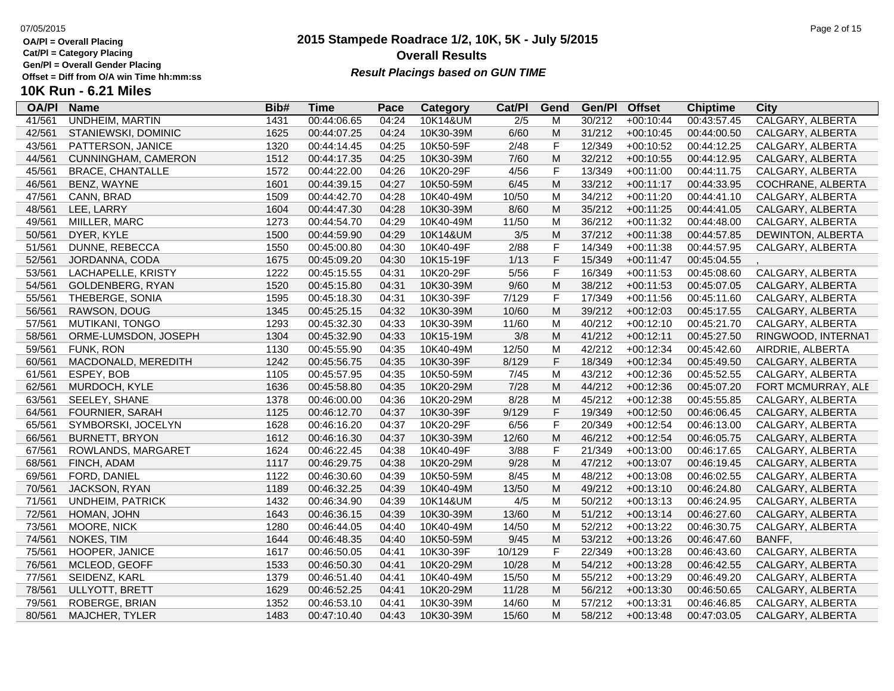OA/Pl = Overall Placing
Cat/Pl = Category Placing
Gen/Pl = Overall Gender Placing
Offset = Diff from O/A win Time hh:mm:ss

# 2015 Stampede Roadrace 1/2, 10K, 5K - July 5/2015

## Overall Results

***Result Placings based on GUN TIME***

## 10K Run - 6.21 Miles

| OA/Pl | Name | Bib# | Time | Pace | Category | Cat/Pl | Gend | Gen/Pl | Offset | Chiptime | City |
|---|---|---|---|---|---|---|---|---|---|---|---|
| 41/561 | UNDHEIM, MARTIN | 1431 | 00:44:06.65 | 04:24 | 10K14&UM | 2/5 | M | 30/212 | +00:10:44 | 00:43:57.45 | CALGARY, ALBERTA |
| 42/561 | STANIEWSKI, DOMINIC | 1625 | 00:44:07.25 | 04:24 | 10K30-39M | 6/60 | M | 31/212 | +00:10:45 | 00:44:00.50 | CALGARY, ALBERTA |
| 43/561 | PATTERSON, JANICE | 1320 | 00:44:14.45 | 04:25 | 10K50-59F | 2/48 | F | 12/349 | +00:10:52 | 00:44:12.25 | CALGARY, ALBERTA |
| 44/561 | CUNNINGHAM, CAMERON | 1512 | 00:44:17.35 | 04:25 | 10K30-39M | 7/60 | M | 32/212 | +00:10:55 | 00:44:12.95 | CALGARY, ALBERTA |
| 45/561 | BRACE, CHANTALLE | 1572 | 00:44:22.00 | 04:26 | 10K20-29F | 4/56 | F | 13/349 | +00:11:00 | 00:44:11.75 | CALGARY, ALBERTA |
| 46/561 | BENZ, WAYNE | 1601 | 00:44:39.15 | 04:27 | 10K50-59M | 6/45 | M | 33/212 | +00:11:17 | 00:44:33.95 | COCHRANE, ALBERTA |
| 47/561 | CANN, BRAD | 1509 | 00:44:42.70 | 04:28 | 10K40-49M | 10/50 | M | 34/212 | +00:11:20 | 00:44:41.10 | CALGARY, ALBERTA |
| 48/561 | LEE, LARRY | 1604 | 00:44:47.30 | 04:28 | 10K30-39M | 8/60 | M | 35/212 | +00:11:25 | 00:44:41.05 | CALGARY, ALBERTA |
| 49/561 | MIILLER, MARC | 1273 | 00:44:54.70 | 04:29 | 10K40-49M | 11/50 | M | 36/212 | +00:11:32 | 00:44:48.00 | CALGARY, ALBERTA |
| 50/561 | DYER, KYLE | 1500 | 00:44:59.90 | 04:29 | 10K14&UM | 3/5 | M | 37/212 | +00:11:38 | 00:44:57.85 | DEWINTON, ALBERTA |
| 51/561 | DUNNE, REBECCA | 1550 | 00:45:00.80 | 04:30 | 10K40-49F | 2/88 | F | 14/349 | +00:11:38 | 00:44:57.95 | CALGARY, ALBERTA |
| 52/561 | JORDANNA, CODA | 1675 | 00:45:09.20 | 04:30 | 10K15-19F | 1/13 | F | 15/349 | +00:11:47 | 00:45:04.55 | , |
| 53/561 | LACHAPELLE, KRISTY | 1222 | 00:45:15.55 | 04:31 | 10K20-29F | 5/56 | F | 16/349 | +00:11:53 | 00:45:08.60 | CALGARY, ALBERTA |
| 54/561 | GOLDENBERG, RYAN | 1520 | 00:45:15.80 | 04:31 | 10K30-39M | 9/60 | M | 38/212 | +00:11:53 | 00:45:07.05 | CALGARY, ALBERTA |
| 55/561 | THEBERGE, SONIA | 1595 | 00:45:18.30 | 04:31 | 10K30-39F | 7/129 | F | 17/349 | +00:11:56 | 00:45:11.60 | CALGARY, ALBERTA |
| 56/561 | RAWSON, DOUG | 1345 | 00:45:25.15 | 04:32 | 10K30-39M | 10/60 | M | 39/212 | +00:12:03 | 00:45:17.55 | CALGARY, ALBERTA |
| 57/561 | MUTIKANI, TONGO | 1293 | 00:45:32.30 | 04:33 | 10K30-39M | 11/60 | M | 40/212 | +00:12:10 | 00:45:21.70 | CALGARY, ALBERTA |
| 58/561 | ORME-LUMSDON, JOSEPH | 1304 | 00:45:32.90 | 04:33 | 10K15-19M | 3/8 | M | 41/212 | +00:12:11 | 00:45:27.50 | RINGWOOD, INTERNAT |
| 59/561 | FUNK, RON | 1130 | 00:45:55.90 | 04:35 | 10K40-49M | 12/50 | M | 42/212 | +00:12:34 | 00:45:42.60 | AIRDRIE, ALBERTA |
| 60/561 | MACDONALD, MEREDITH | 1242 | 00:45:56.75 | 04:35 | 10K30-39F | 8/129 | F | 18/349 | +00:12:34 | 00:45:49.50 | CALGARY, ALBERTA |
| 61/561 | ESPEY, BOB | 1105 | 00:45:57.95 | 04:35 | 10K50-59M | 7/45 | M | 43/212 | +00:12:36 | 00:45:52.55 | CALGARY, ALBERTA |
| 62/561 | MURDOCH, KYLE | 1636 | 00:45:58.80 | 04:35 | 10K20-29M | 7/28 | M | 44/212 | +00:12:36 | 00:45:07.20 | FORT MCMURRAY, ALE |
| 63/561 | SEELEY, SHANE | 1378 | 00:46:00.00 | 04:36 | 10K20-29M | 8/28 | M | 45/212 | +00:12:38 | 00:45:55.85 | CALGARY, ALBERTA |
| 64/561 | FOURNIER, SARAH | 1125 | 00:46:12.70 | 04:37 | 10K30-39F | 9/129 | F | 19/349 | +00:12:50 | 00:46:06.45 | CALGARY, ALBERTA |
| 65/561 | SYMBORSKI, JOCELYN | 1628 | 00:46:16.20 | 04:37 | 10K20-29F | 6/56 | F | 20/349 | +00:12:54 | 00:46:13.00 | CALGARY, ALBERTA |
| 66/561 | BURNETT, BRYON | 1612 | 00:46:16.30 | 04:37 | 10K30-39M | 12/60 | M | 46/212 | +00:12:54 | 00:46:05.75 | CALGARY, ALBERTA |
| 67/561 | ROWLANDS, MARGARET | 1624 | 00:46:22.45 | 04:38 | 10K40-49F | 3/88 | F | 21/349 | +00:13:00 | 00:46:17.65 | CALGARY, ALBERTA |
| 68/561 | FINCH, ADAM | 1117 | 00:46:29.75 | 04:38 | 10K20-29M | 9/28 | M | 47/212 | +00:13:07 | 00:46:19.45 | CALGARY, ALBERTA |
| 69/561 | FORD, DANIEL | 1122 | 00:46:30.60 | 04:39 | 10K50-59M | 8/45 | M | 48/212 | +00:13:08 | 00:46:02.55 | CALGARY, ALBERTA |
| 70/561 | JACKSON, RYAN | 1189 | 00:46:32.25 | 04:39 | 10K40-49M | 13/50 | M | 49/212 | +00:13:10 | 00:46:24.80 | CALGARY, ALBERTA |
| 71/561 | UNDHEIM, PATRICK | 1432 | 00:46:34.90 | 04:39 | 10K14&UM | 4/5 | M | 50/212 | +00:13:13 | 00:46:24.95 | CALGARY, ALBERTA |
| 72/561 | HOMAN, JOHN | 1643 | 00:46:36.15 | 04:39 | 10K30-39M | 13/60 | M | 51/212 | +00:13:14 | 00:46:27.60 | CALGARY, ALBERTA |
| 73/561 | MOORE, NICK | 1280 | 00:46:44.05 | 04:40 | 10K40-49M | 14/50 | M | 52/212 | +00:13:22 | 00:46:30.75 | CALGARY, ALBERTA |
| 74/561 | NOKES, TIM | 1644 | 00:46:48.35 | 04:40 | 10K50-59M | 9/45 | M | 53/212 | +00:13:26 | 00:46:47.60 | BANFF, |
| 75/561 | HOOPER, JANICE | 1617 | 00:46:50.05 | 04:41 | 10K30-39F | 10/129 | F | 22/349 | +00:13:28 | 00:46:43.60 | CALGARY, ALBERTA |
| 76/561 | MCLEOD, GEOFF | 1533 | 00:46:50.30 | 04:41 | 10K20-29M | 10/28 | M | 54/212 | +00:13:28 | 00:46:42.55 | CALGARY, ALBERTA |
| 77/561 | SEIDENZ, KARL | 1379 | 00:46:51.40 | 04:41 | 10K40-49M | 15/50 | M | 55/212 | +00:13:29 | 00:46:49.20 | CALGARY, ALBERTA |
| 78/561 | ULLYOTT, BRETT | 1629 | 00:46:52.25 | 04:41 | 10K20-29M | 11/28 | M | 56/212 | +00:13:30 | 00:46:50.65 | CALGARY, ALBERTA |
| 79/561 | ROBERGE, BRIAN | 1352 | 00:46:53.10 | 04:41 | 10K30-39M | 14/60 | M | 57/212 | +00:13:31 | 00:46:46.85 | CALGARY, ALBERTA |
| 80/561 | MAJCHER, TYLER | 1483 | 00:47:10.40 | 04:43 | 10K30-39M | 15/60 | M | 58/212 | +00:13:48 | 00:47:03.05 | CALGARY, ALBERTA |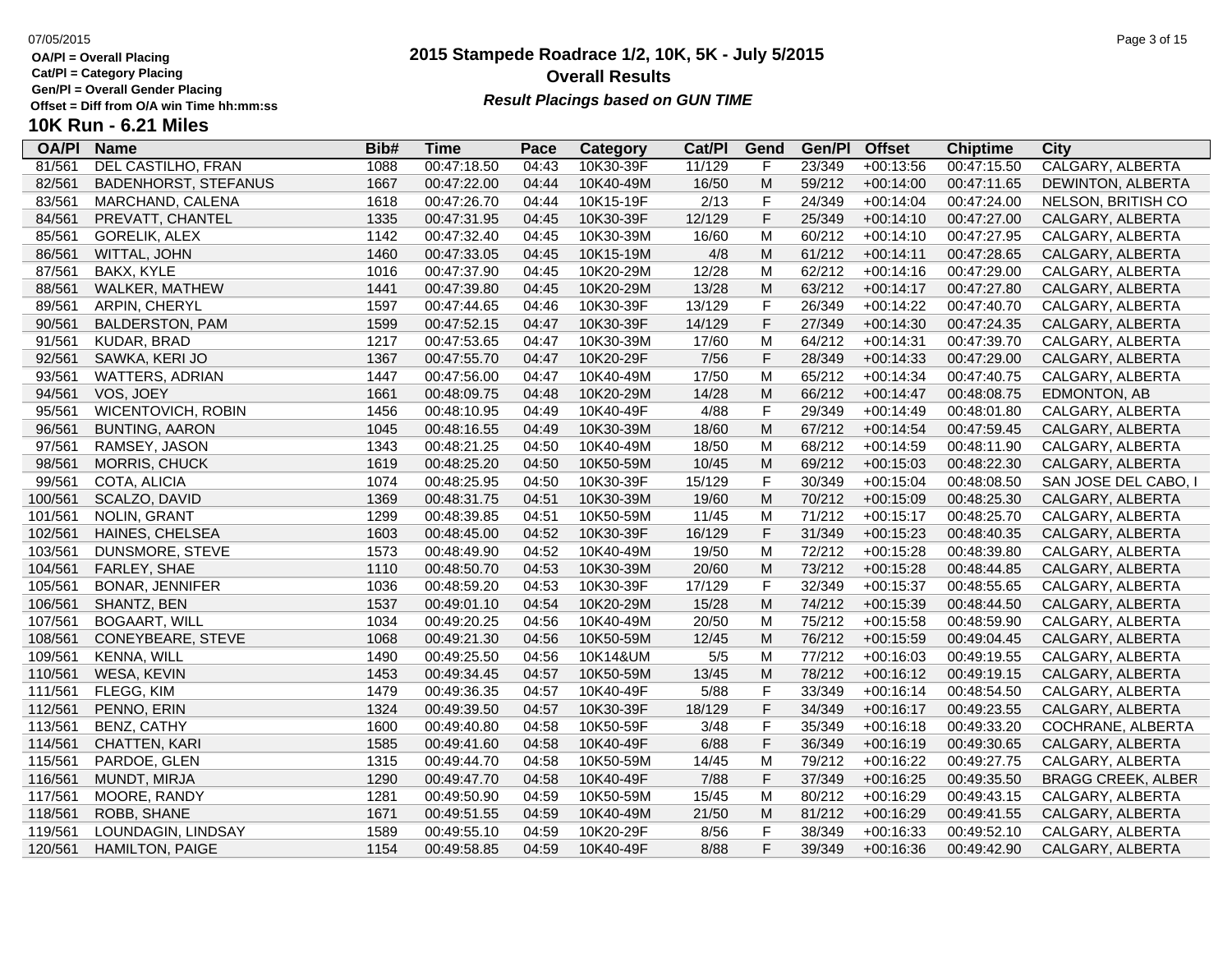OA/Pl = Overall Placing
Cat/Pl = Category Placing
Gen/Pl = Overall Gender Placing
Offset = Diff from O/A win Time hh:mm:ss

# 2015 Stampede Roadrace 1/2, 10K, 5K - July 5/2015

## Overall Results

***Result Placings based on GUN TIME***

### 10K Run - 6.21 Miles

| OA/Pl | Name | Bib# | Time | Pace | Category | Cat/Pl | Gend | Gen/Pl | Offset | Chiptime | City |
|---|---|---|---|---|---|---|---|---|---|---|---|
| 81/561 | DEL CASTILHO, FRAN | 1088 | 00:47:18.50 | 04:43 | 10K30-39F | 11/129 | F | 23/349 | +00:13:56 | 00:47:15.50 | CALGARY, ALBERTA |
| 82/561 | BADENHORST, STEFANUS | 1667 | 00:47:22.00 | 04:44 | 10K40-49M | 16/50 | M | 59/212 | +00:14:00 | 00:47:11.65 | DEWINTON, ALBERTA |
| 83/561 | MARCHAND, CALENA | 1618 | 00:47:26.70 | 04:44 | 10K15-19F | 2/13 | F | 24/349 | +00:14:04 | 00:47:24.00 | NELSON, BRITISH CO |
| 84/561 | PREVATT, CHANTEL | 1335 | 00:47:31.95 | 04:45 | 10K30-39F | 12/129 | F | 25/349 | +00:14:10 | 00:47:27.00 | CALGARY, ALBERTA |
| 85/561 | GORELIK, ALEX | 1142 | 00:47:32.40 | 04:45 | 10K30-39M | 16/60 | M | 60/212 | +00:14:10 | 00:47:27.95 | CALGARY, ALBERTA |
| 86/561 | WITTAL, JOHN | 1460 | 00:47:33.05 | 04:45 | 10K15-19M | 4/8 | M | 61/212 | +00:14:11 | 00:47:28.65 | CALGARY, ALBERTA |
| 87/561 | BAKX, KYLE | 1016 | 00:47:37.90 | 04:45 | 10K20-29M | 12/28 | M | 62/212 | +00:14:16 | 00:47:29.00 | CALGARY, ALBERTA |
| 88/561 | WALKER, MATHEW | 1441 | 00:47:39.80 | 04:45 | 10K20-29M | 13/28 | M | 63/212 | +00:14:17 | 00:47:27.80 | CALGARY, ALBERTA |
| 89/561 | ARPIN, CHERYL | 1597 | 00:47:44.65 | 04:46 | 10K30-39F | 13/129 | F | 26/349 | +00:14:22 | 00:47:40.70 | CALGARY, ALBERTA |
| 90/561 | BALDERSTON, PAM | 1599 | 00:47:52.15 | 04:47 | 10K30-39F | 14/129 | F | 27/349 | +00:14:30 | 00:47:24.35 | CALGARY, ALBERTA |
| 91/561 | KUDAR, BRAD | 1217 | 00:47:53.65 | 04:47 | 10K30-39M | 17/60 | M | 64/212 | +00:14:31 | 00:47:39.70 | CALGARY, ALBERTA |
| 92/561 | SAWKA, KERI JO | 1367 | 00:47:55.70 | 04:47 | 10K20-29F | 7/56 | F | 28/349 | +00:14:33 | 00:47:29.00 | CALGARY, ALBERTA |
| 93/561 | WATTERS, ADRIAN | 1447 | 00:47:56.00 | 04:47 | 10K40-49M | 17/50 | M | 65/212 | +00:14:34 | 00:47:40.75 | CALGARY, ALBERTA |
| 94/561 | VOS, JOEY | 1661 | 00:48:09.75 | 04:48 | 10K20-29M | 14/28 | M | 66/212 | +00:14:47 | 00:48:08.75 | EDMONTON, AB |
| 95/561 | WICENTOVICH, ROBIN | 1456 | 00:48:10.95 | 04:49 | 10K40-49F | 4/88 | F | 29/349 | +00:14:49 | 00:48:01.80 | CALGARY, ALBERTA |
| 96/561 | BUNTING, AARON | 1045 | 00:48:16.55 | 04:49 | 10K30-39M | 18/60 | M | 67/212 | +00:14:54 | 00:47:59.45 | CALGARY, ALBERTA |
| 97/561 | RAMSEY, JASON | 1343 | 00:48:21.25 | 04:50 | 10K40-49M | 18/50 | M | 68/212 | +00:14:59 | 00:48:11.90 | CALGARY, ALBERTA |
| 98/561 | MORRIS, CHUCK | 1619 | 00:48:25.20 | 04:50 | 10K50-59M | 10/45 | M | 69/212 | +00:15:03 | 00:48:22.30 | CALGARY, ALBERTA |
| 99/561 | COTA, ALICIA | 1074 | 00:48:25.95 | 04:50 | 10K30-39F | 15/129 | F | 30/349 | +00:15:04 | 00:48:08.50 | SAN JOSE DEL CABO, I |
| 100/561 | SCALZO, DAVID | 1369 | 00:48:31.75 | 04:51 | 10K30-39M | 19/60 | M | 70/212 | +00:15:09 | 00:48:25.30 | CALGARY, ALBERTA |
| 101/561 | NOLIN, GRANT | 1299 | 00:48:39.85 | 04:51 | 10K50-59M | 11/45 | M | 71/212 | +00:15:17 | 00:48:25.70 | CALGARY, ALBERTA |
| 102/561 | HAINES, CHELSEA | 1603 | 00:48:45.00 | 04:52 | 10K30-39F | 16/129 | F | 31/349 | +00:15:23 | 00:48:40.35 | CALGARY, ALBERTA |
| 103/561 | DUNSMORE, STEVE | 1573 | 00:48:49.90 | 04:52 | 10K40-49M | 19/50 | M | 72/212 | +00:15:28 | 00:48:39.80 | CALGARY, ALBERTA |
| 104/561 | FARLEY, SHAE | 1110 | 00:48:50.70 | 04:53 | 10K30-39M | 20/60 | M | 73/212 | +00:15:28 | 00:48:44.85 | CALGARY, ALBERTA |
| 105/561 | BONAR, JENNIFER | 1036 | 00:48:59.20 | 04:53 | 10K30-39F | 17/129 | F | 32/349 | +00:15:37 | 00:48:55.65 | CALGARY, ALBERTA |
| 106/561 | SHANTZ, BEN | 1537 | 00:49:01.10 | 04:54 | 10K20-29M | 15/28 | M | 74/212 | +00:15:39 | 00:48:44.50 | CALGARY, ALBERTA |
| 107/561 | BOGAART, WILL | 1034 | 00:49:20.25 | 04:56 | 10K40-49M | 20/50 | M | 75/212 | +00:15:58 | 00:48:59.90 | CALGARY, ALBERTA |
| 108/561 | CONEYBEARE, STEVE | 1068 | 00:49:21.30 | 04:56 | 10K50-59M | 12/45 | M | 76/212 | +00:15:59 | 00:49:04.45 | CALGARY, ALBERTA |
| 109/561 | KENNA, WILL | 1490 | 00:49:25.50 | 04:56 | 10K14&UM | 5/5 | M | 77/212 | +00:16:03 | 00:49:19.55 | CALGARY, ALBERTA |
| 110/561 | WESA, KEVIN | 1453 | 00:49:34.45 | 04:57 | 10K50-59M | 13/45 | M | 78/212 | +00:16:12 | 00:49:19.15 | CALGARY, ALBERTA |
| 111/561 | FLEGG, KIM | 1479 | 00:49:36.35 | 04:57 | 10K40-49F | 5/88 | F | 33/349 | +00:16:14 | 00:48:54.50 | CALGARY, ALBERTA |
| 112/561 | PENNO, ERIN | 1324 | 00:49:39.50 | 04:57 | 10K30-39F | 18/129 | F | 34/349 | +00:16:17 | 00:49:23.55 | CALGARY, ALBERTA |
| 113/561 | BENZ, CATHY | 1600 | 00:49:40.80 | 04:58 | 10K50-59F | 3/48 | F | 35/349 | +00:16:18 | 00:49:33.20 | COCHRANE, ALBERTA |
| 114/561 | CHATTEN, KARI | 1585 | 00:49:41.60 | 04:58 | 10K40-49F | 6/88 | F | 36/349 | +00:16:19 | 00:49:30.65 | CALGARY, ALBERTA |
| 115/561 | PARDOE, GLEN | 1315 | 00:49:44.70 | 04:58 | 10K50-59M | 14/45 | M | 79/212 | +00:16:22 | 00:49:27.75 | CALGARY, ALBERTA |
| 116/561 | MUNDT, MIRJA | 1290 | 00:49:47.70 | 04:58 | 10K40-49F | 7/88 | F | 37/349 | +00:16:25 | 00:49:35.50 | BRAGG CREEK, ALBER |
| 117/561 | MOORE, RANDY | 1281 | 00:49:50.90 | 04:59 | 10K50-59M | 15/45 | M | 80/212 | +00:16:29 | 00:49:43.15 | CALGARY, ALBERTA |
| 118/561 | ROBB, SHANE | 1671 | 00:49:51.55 | 04:59 | 10K40-49M | 21/50 | M | 81/212 | +00:16:29 | 00:49:41.55 | CALGARY, ALBERTA |
| 119/561 | LOUNDAGIN, LINDSAY | 1589 | 00:49:55.10 | 04:59 | 10K20-29F | 8/56 | F | 38/349 | +00:16:33 | 00:49:52.10 | CALGARY, ALBERTA |
| 120/561 | HAMILTON, PAIGE | 1154 | 00:49:58.85 | 04:59 | 10K40-49F | 8/88 | F | 39/349 | +00:16:36 | 00:49:42.90 | CALGARY, ALBERTA |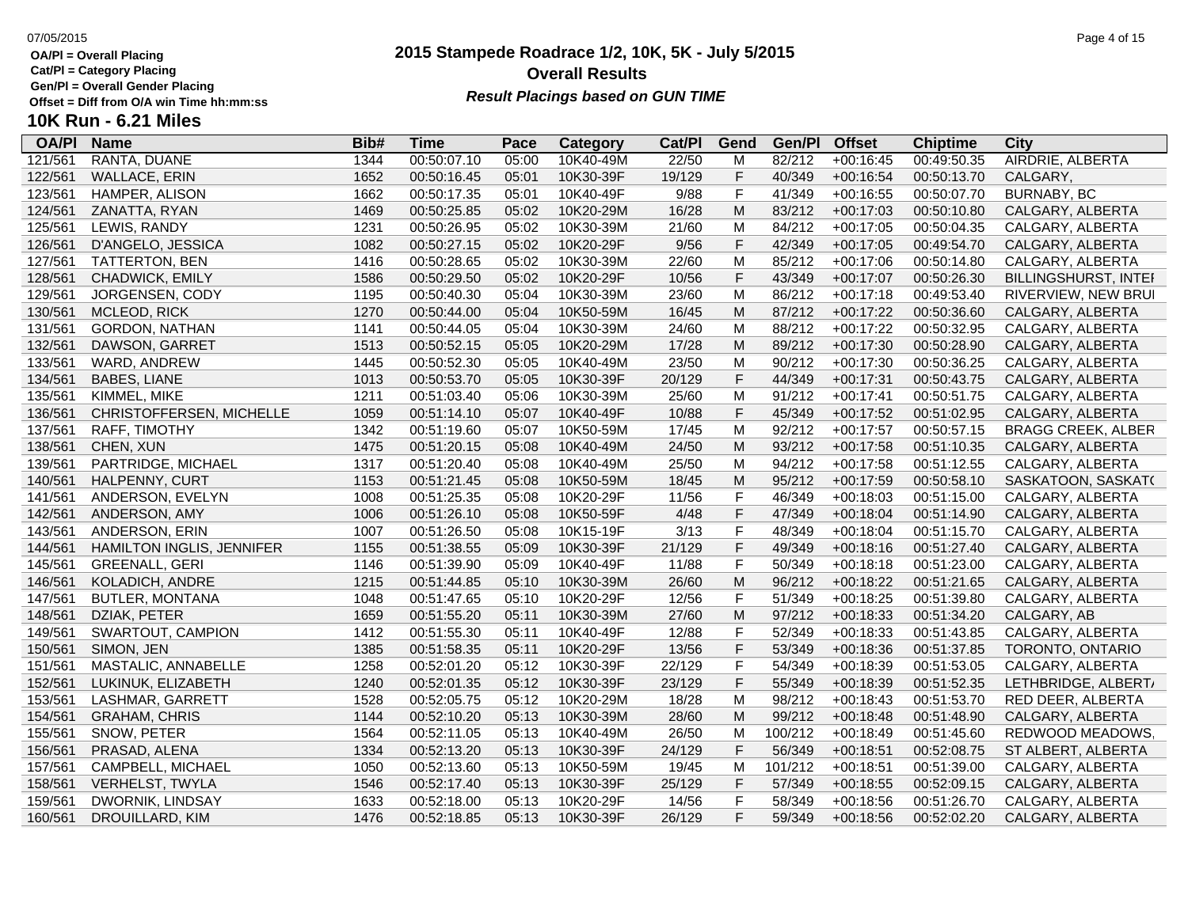OA/Pl = Overall Placing
Cat/Pl = Category Placing
Gen/Pl = Overall Gender Placing
Offset = Diff from O/A win Time hh:mm:ss

# 2015 Stampede Roadrace 1/2, 10K, 5K - July 5/2015

## Overall Results

***Result Placings based on GUN TIME***

## 10K Run - 6.21 Miles

| OA/Pl | Name | Bib# | Time | Pace | Category | Cat/Pl | Gend | Gen/Pl | Offset | Chiptime | City |
|---|---|---|---|---|---|---|---|---|---|---|---|
| 121/561 | RANTA, DUANE | 1344 | 00:50:07.10 | 05:00 | 10K40-49M | 22/50 | M | 82/212 | +00:16:45 | 00:49:50.35 | AIRDRIE, ALBERTA |
| 122/561 | WALLACE, ERIN | 1652 | 00:50:16.45 | 05:01 | 10K30-39F | 19/129 | F | 40/349 | +00:16:54 | 00:50:13.70 | CALGARY, |
| 123/561 | HAMPER, ALISON | 1662 | 00:50:17.35 | 05:01 | 10K40-49F | 9/88 | F | 41/349 | +00:16:55 | 00:50:07.70 | BURNABY, BC |
| 124/561 | ZANATTA, RYAN | 1469 | 00:50:25.85 | 05:02 | 10K20-29M | 16/28 | M | 83/212 | +00:17:03 | 00:50:10.80 | CALGARY, ALBERTA |
| 125/561 | LEWIS, RANDY | 1231 | 00:50:26.95 | 05:02 | 10K30-39M | 21/60 | M | 84/212 | +00:17:05 | 00:50:04.35 | CALGARY, ALBERTA |
| 126/561 | D'ANGELO, JESSICA | 1082 | 00:50:27.15 | 05:02 | 10K20-29F | 9/56 | F | 42/349 | +00:17:05 | 00:49:54.70 | CALGARY, ALBERTA |
| 127/561 | TATTERTON, BEN | 1416 | 00:50:28.65 | 05:02 | 10K30-39M | 22/60 | M | 85/212 | +00:17:06 | 00:50:14.80 | CALGARY, ALBERTA |
| 128/561 | CHADWICK, EMILY | 1586 | 00:50:29.50 | 05:02 | 10K20-29F | 10/56 | F | 43/349 | +00:17:07 | 00:50:26.30 | BILLINGSHURST, INTEI |
| 129/561 | JORGENSEN, CODY | 1195 | 00:50:40.30 | 05:04 | 10K30-39M | 23/60 | M | 86/212 | +00:17:18 | 00:49:53.40 | RIVERVIEW, NEW BRUI |
| 130/561 | MCLEOD, RICK | 1270 | 00:50:44.00 | 05:04 | 10K50-59M | 16/45 | M | 87/212 | +00:17:22 | 00:50:36.60 | CALGARY, ALBERTA |
| 131/561 | GORDON, NATHAN | 1141 | 00:50:44.05 | 05:04 | 10K30-39M | 24/60 | M | 88/212 | +00:17:22 | 00:50:32.95 | CALGARY, ALBERTA |
| 132/561 | DAWSON, GARRET | 1513 | 00:50:52.15 | 05:05 | 10K20-29M | 17/28 | M | 89/212 | +00:17:30 | 00:50:28.90 | CALGARY, ALBERTA |
| 133/561 | WARD, ANDREW | 1445 | 00:50:52.30 | 05:05 | 10K40-49M | 23/50 | M | 90/212 | +00:17:30 | 00:50:36.25 | CALGARY, ALBERTA |
| 134/561 | BABES, LIANE | 1013 | 00:50:53.70 | 05:05 | 10K30-39F | 20/129 | F | 44/349 | +00:17:31 | 00:50:43.75 | CALGARY, ALBERTA |
| 135/561 | KIMMEL, MIKE | 1211 | 00:51:03.40 | 05:06 | 10K30-39M | 25/60 | M | 91/212 | +00:17:41 | 00:50:51.75 | CALGARY, ALBERTA |
| 136/561 | CHRISTOFFERSEN, MICHELLE | 1059 | 00:51:14.10 | 05:07 | 10K40-49F | 10/88 | F | 45/349 | +00:17:52 | 00:51:02.95 | CALGARY, ALBERTA |
| 137/561 | RAFF, TIMOTHY | 1342 | 00:51:19.60 | 05:07 | 10K50-59M | 17/45 | M | 92/212 | +00:17:57 | 00:50:57.15 | BRAGG CREEK, ALBER |
| 138/561 | CHEN, XUN | 1475 | 00:51:20.15 | 05:08 | 10K40-49M | 24/50 | M | 93/212 | +00:17:58 | 00:51:10.35 | CALGARY, ALBERTA |
| 139/561 | PARTRIDGE, MICHAEL | 1317 | 00:51:20.40 | 05:08 | 10K40-49M | 25/50 | M | 94/212 | +00:17:58 | 00:51:12.55 | CALGARY, ALBERTA |
| 140/561 | HALPENNY, CURT | 1153 | 00:51:21.45 | 05:08 | 10K50-59M | 18/45 | M | 95/212 | +00:17:59 | 00:50:58.10 | SASKATOON, SASKAT( |
| 141/561 | ANDERSON, EVELYN | 1008 | 00:51:25.35 | 05:08 | 10K20-29F | 11/56 | F | 46/349 | +00:18:03 | 00:51:15.00 | CALGARY, ALBERTA |
| 142/561 | ANDERSON, AMY | 1006 | 00:51:26.10 | 05:08 | 10K50-59F | 4/48 | F | 47/349 | +00:18:04 | 00:51:14.90 | CALGARY, ALBERTA |
| 143/561 | ANDERSON, ERIN | 1007 | 00:51:26.50 | 05:08 | 10K15-19F | 3/13 | F | 48/349 | +00:18:04 | 00:51:15.70 | CALGARY, ALBERTA |
| 144/561 | HAMILTON INGLIS, JENNIFER | 1155 | 00:51:38.55 | 05:09 | 10K30-39F | 21/129 | F | 49/349 | +00:18:16 | 00:51:27.40 | CALGARY, ALBERTA |
| 145/561 | GREENALL, GERI | 1146 | 00:51:39.90 | 05:09 | 10K40-49F | 11/88 | F | 50/349 | +00:18:18 | 00:51:23.00 | CALGARY, ALBERTA |
| 146/561 | KOLADICH, ANDRE | 1215 | 00:51:44.85 | 05:10 | 10K30-39M | 26/60 | M | 96/212 | +00:18:22 | 00:51:21.65 | CALGARY, ALBERTA |
| 147/561 | BUTLER, MONTANA | 1048 | 00:51:47.65 | 05:10 | 10K20-29F | 12/56 | F | 51/349 | +00:18:25 | 00:51:39.80 | CALGARY, ALBERTA |
| 148/561 | DZIAK, PETER | 1659 | 00:51:55.20 | 05:11 | 10K30-39M | 27/60 | M | 97/212 | +00:18:33 | 00:51:34.20 | CALGARY, AB |
| 149/561 | SWARTOUT, CAMPION | 1412 | 00:51:55.30 | 05:11 | 10K40-49F | 12/88 | F | 52/349 | +00:18:33 | 00:51:43.85 | CALGARY, ALBERTA |
| 150/561 | SIMON, JEN | 1385 | 00:51:58.35 | 05:11 | 10K20-29F | 13/56 | F | 53/349 | +00:18:36 | 00:51:37.85 | TORONTO, ONTARIO |
| 151/561 | MASTALIC, ANNABELLE | 1258 | 00:52:01.20 | 05:12 | 10K30-39F | 22/129 | F | 54/349 | +00:18:39 | 00:51:53.05 | CALGARY, ALBERTA |
| 152/561 | LUKINUK, ELIZABETH | 1240 | 00:52:01.35 | 05:12 | 10K30-39F | 23/129 | F | 55/349 | +00:18:39 | 00:51:52.35 | LETHBRIDGE, ALBERT/ |
| 153/561 | LASHMAR, GARRETT | 1528 | 00:52:05.75 | 05:12 | 10K20-29M | 18/28 | M | 98/212 | +00:18:43 | 00:51:53.70 | RED DEER, ALBERTA |
| 154/561 | GRAHAM, CHRIS | 1144 | 00:52:10.20 | 05:13 | 10K30-39M | 28/60 | M | 99/212 | +00:18:48 | 00:51:48.90 | CALGARY, ALBERTA |
| 155/561 | SNOW, PETER | 1564 | 00:52:11.05 | 05:13 | 10K40-49M | 26/50 | M | 100/212 | +00:18:49 | 00:51:45.60 | REDWOOD MEADOWS, |
| 156/561 | PRASAD, ALENA | 1334 | 00:52:13.20 | 05:13 | 10K30-39F | 24/129 | F | 56/349 | +00:18:51 | 00:52:08.75 | ST ALBERT, ALBERTA |
| 157/561 | CAMPBELL, MICHAEL | 1050 | 00:52:13.60 | 05:13 | 10K50-59M | 19/45 | M | 101/212 | +00:18:51 | 00:51:39.00 | CALGARY, ALBERTA |
| 158/561 | VERHELST, TWYLA | 1546 | 00:52:17.40 | 05:13 | 10K30-39F | 25/129 | F | 57/349 | +00:18:55 | 00:52:09.15 | CALGARY, ALBERTA |
| 159/561 | DWORNIK, LINDSAY | 1633 | 00:52:18.00 | 05:13 | 10K20-29F | 14/56 | F | 58/349 | +00:18:56 | 00:51:26.70 | CALGARY, ALBERTA |
| 160/561 | DROUILLARD, KIM | 1476 | 00:52:18.85 | 05:13 | 10K30-39F | 26/129 | F | 59/349 | +00:18:56 | 00:52:02.20 | CALGARY, ALBERTA |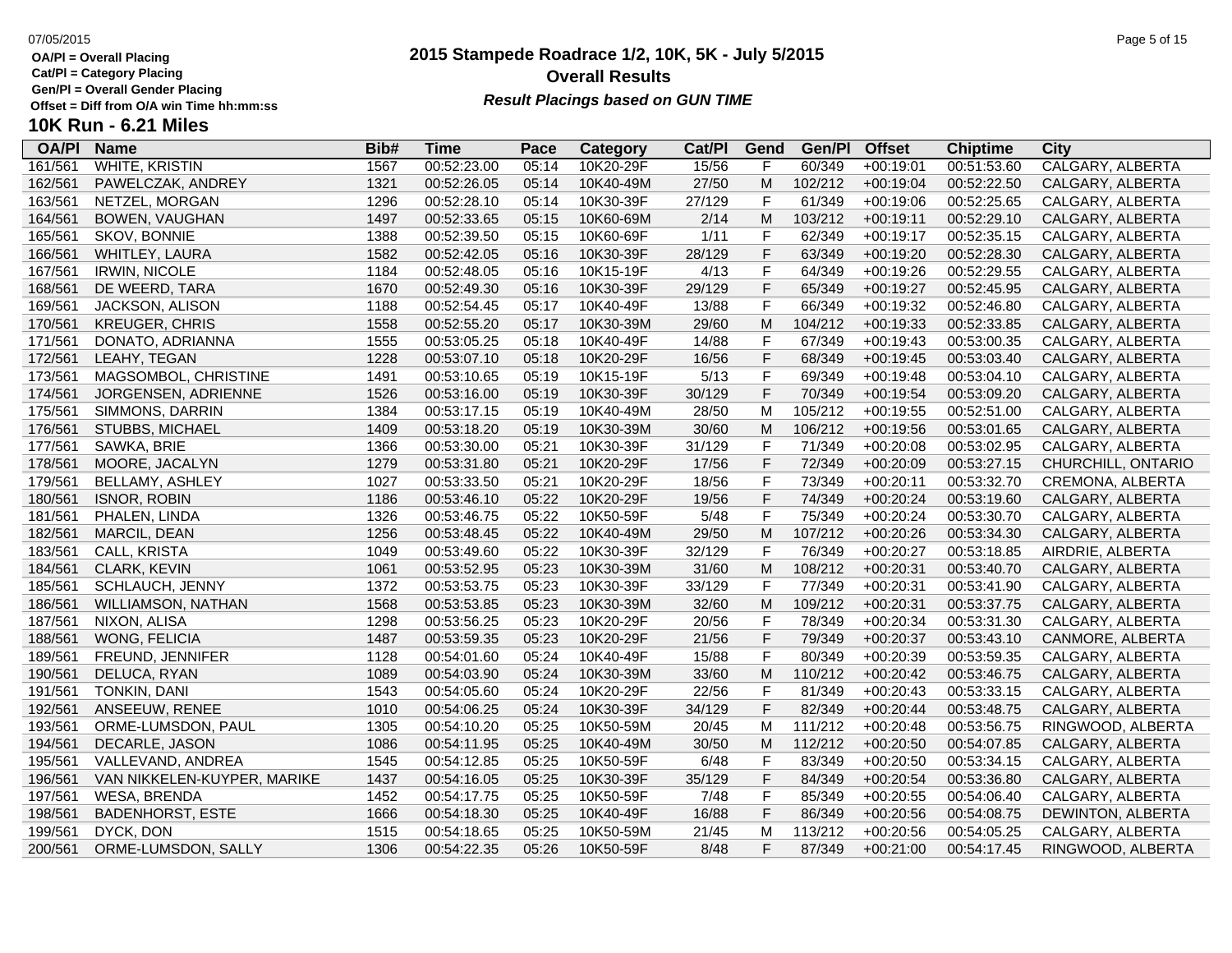# 2015 Stampede Roadrace 1/2, 10K, 5K - July 5/2015

## Overall Results

### *Result Placings based on GUN TIME*

07/05/2015

**OA/Pl = Overall Placing**
**Cat/Pl = Category Placing**
**Gen/Pl = Overall Gender Placing**
**Offset = Diff from O/A win Time hh:mm:ss**

## 10K Run - 6.21 Miles

| OA/Pl | Name | Bib# | Time | Pace | Category | Cat/Pl | Gend | Gen/Pl | Offset | Chiptime | City |
|---|---|---|---|---|---|---|---|---|---|---|---|
| 161/561 | WHITE, KRISTIN | 1567 | 00:52:23.00 | 05:14 | 10K20-29F | 15/56 | F | 60/349 | +00:19:01 | 00:51:53.60 | CALGARY, ALBERTA |
| 162/561 | PAWELCZAK, ANDREY | 1321 | 00:52:26.05 | 05:14 | 10K40-49M | 27/50 | M | 102/212 | +00:19:04 | 00:52:22.50 | CALGARY, ALBERTA |
| 163/561 | NETZEL, MORGAN | 1296 | 00:52:28.10 | 05:14 | 10K30-39F | 27/129 | F | 61/349 | +00:19:06 | 00:52:25.65 | CALGARY, ALBERTA |
| 164/561 | BOWEN, VAUGHAN | 1497 | 00:52:33.65 | 05:15 | 10K60-69M | 2/14 | M | 103/212 | +00:19:11 | 00:52:29.10 | CALGARY, ALBERTA |
| 165/561 | SKOV, BONNIE | 1388 | 00:52:39.50 | 05:15 | 10K60-69F | 1/11 | F | 62/349 | +00:19:17 | 00:52:35.15 | CALGARY, ALBERTA |
| 166/561 | WHITLEY, LAURA | 1582 | 00:52:42.05 | 05:16 | 10K30-39F | 28/129 | F | 63/349 | +00:19:20 | 00:52:28.30 | CALGARY, ALBERTA |
| 167/561 | IRWIN, NICOLE | 1184 | 00:52:48.05 | 05:16 | 10K15-19F | 4/13 | F | 64/349 | +00:19:26 | 00:52:29.55 | CALGARY, ALBERTA |
| 168/561 | DE WEERD, TARA | 1670 | 00:52:49.30 | 05:16 | 10K30-39F | 29/129 | F | 65/349 | +00:19:27 | 00:52:45.95 | CALGARY, ALBERTA |
| 169/561 | JACKSON, ALISON | 1188 | 00:52:54.45 | 05:17 | 10K40-49F | 13/88 | F | 66/349 | +00:19:32 | 00:52:46.80 | CALGARY, ALBERTA |
| 170/561 | KREUGER, CHRIS | 1558 | 00:52:55.20 | 05:17 | 10K30-39M | 29/60 | M | 104/212 | +00:19:33 | 00:52:33.85 | CALGARY, ALBERTA |
| 171/561 | DONATO, ADRIANNA | 1555 | 00:53:05.25 | 05:18 | 10K40-49F | 14/88 | F | 67/349 | +00:19:43 | 00:53:00.35 | CALGARY, ALBERTA |
| 172/561 | LEAHY, TEGAN | 1228 | 00:53:07.10 | 05:18 | 10K20-29F | 16/56 | F | 68/349 | +00:19:45 | 00:53:03.40 | CALGARY, ALBERTA |
| 173/561 | MAGSOMBOL, CHRISTINE | 1491 | 00:53:10.65 | 05:19 | 10K15-19F | 5/13 | F | 69/349 | +00:19:48 | 00:53:04.10 | CALGARY, ALBERTA |
| 174/561 | JORGENSEN, ADRIENNE | 1526 | 00:53:16.00 | 05:19 | 10K30-39F | 30/129 | F | 70/349 | +00:19:54 | 00:53:09.20 | CALGARY, ALBERTA |
| 175/561 | SIMMONS, DARRIN | 1384 | 00:53:17.15 | 05:19 | 10K40-49M | 28/50 | M | 105/212 | +00:19:55 | 00:52:51.00 | CALGARY, ALBERTA |
| 176/561 | STUBBS, MICHAEL | 1409 | 00:53:18.20 | 05:19 | 10K30-39M | 30/60 | M | 106/212 | +00:19:56 | 00:53:01.65 | CALGARY, ALBERTA |
| 177/561 | SAWKA, BRIE | 1366 | 00:53:30.00 | 05:21 | 10K30-39F | 31/129 | F | 71/349 | +00:20:08 | 00:53:02.95 | CALGARY, ALBERTA |
| 178/561 | MOORE, JACALYN | 1279 | 00:53:31.80 | 05:21 | 10K20-29F | 17/56 | F | 72/349 | +00:20:09 | 00:53:27.15 | CHURCHILL, ONTARIO |
| 179/561 | BELLAMY, ASHLEY | 1027 | 00:53:33.50 | 05:21 | 10K20-29F | 18/56 | F | 73/349 | +00:20:11 | 00:53:32.70 | CREMONA, ALBERTA |
| 180/561 | ISNOR, ROBIN | 1186 | 00:53:46.10 | 05:22 | 10K20-29F | 19/56 | F | 74/349 | +00:20:24 | 00:53:19.60 | CALGARY, ALBERTA |
| 181/561 | PHALEN, LINDA | 1326 | 00:53:46.75 | 05:22 | 10K50-59F | 5/48 | F | 75/349 | +00:20:24 | 00:53:30.70 | CALGARY, ALBERTA |
| 182/561 | MARCIL, DEAN | 1256 | 00:53:48.45 | 05:22 | 10K40-49M | 29/50 | M | 107/212 | +00:20:26 | 00:53:34.30 | CALGARY, ALBERTA |
| 183/561 | CALL, KRISTA | 1049 | 00:53:49.60 | 05:22 | 10K30-39F | 32/129 | F | 76/349 | +00:20:27 | 00:53:18.85 | AIRDRIE, ALBERTA |
| 184/561 | CLARK, KEVIN | 1061 | 00:53:52.95 | 05:23 | 10K30-39M | 31/60 | M | 108/212 | +00:20:31 | 00:53:40.70 | CALGARY, ALBERTA |
| 185/561 | SCHLAUCH, JENNY | 1372 | 00:53:53.75 | 05:23 | 10K30-39F | 33/129 | F | 77/349 | +00:20:31 | 00:53:41.90 | CALGARY, ALBERTA |
| 186/561 | WILLIAMSON, NATHAN | 1568 | 00:53:53.85 | 05:23 | 10K30-39M | 32/60 | M | 109/212 | +00:20:31 | 00:53:37.75 | CALGARY, ALBERTA |
| 187/561 | NIXON, ALISA | 1298 | 00:53:56.25 | 05:23 | 10K20-29F | 20/56 | F | 78/349 | +00:20:34 | 00:53:31.30 | CALGARY, ALBERTA |
| 188/561 | WONG, FELICIA | 1487 | 00:53:59.35 | 05:23 | 10K20-29F | 21/56 | F | 79/349 | +00:20:37 | 00:53:43.10 | CANMORE, ALBERTA |
| 189/561 | FREUND, JENNIFER | 1128 | 00:54:01.60 | 05:24 | 10K40-49F | 15/88 | F | 80/349 | +00:20:39 | 00:53:59.35 | CALGARY, ALBERTA |
| 190/561 | DELUCA, RYAN | 1089 | 00:54:03.90 | 05:24 | 10K30-39M | 33/60 | M | 110/212 | +00:20:42 | 00:53:46.75 | CALGARY, ALBERTA |
| 191/561 | TONKIN, DANI | 1543 | 00:54:05.60 | 05:24 | 10K20-29F | 22/56 | F | 81/349 | +00:20:43 | 00:53:33.15 | CALGARY, ALBERTA |
| 192/561 | ANSEEUW, RENEE | 1010 | 00:54:06.25 | 05:24 | 10K30-39F | 34/129 | F | 82/349 | +00:20:44 | 00:53:48.75 | CALGARY, ALBERTA |
| 193/561 | ORME-LUMSDON, PAUL | 1305 | 00:54:10.20 | 05:25 | 10K50-59M | 20/45 | M | 111/212 | +00:20:48 | 00:53:56.75 | RINGWOOD, ALBERTA |
| 194/561 | DECARLE, JASON | 1086 | 00:54:11.95 | 05:25 | 10K40-49M | 30/50 | M | 112/212 | +00:20:50 | 00:54:07.85 | CALGARY, ALBERTA |
| 195/561 | VALLEVAND, ANDREA | 1545 | 00:54:12.85 | 05:25 | 10K50-59F | 6/48 | F | 83/349 | +00:20:50 | 00:53:34.15 | CALGARY, ALBERTA |
| 196/561 | VAN NIKKELEN-KUYPER, MARIKE | 1437 | 00:54:16.05 | 05:25 | 10K30-39F | 35/129 | F | 84/349 | +00:20:54 | 00:53:36.80 | CALGARY, ALBERTA |
| 197/561 | WESA, BRENDA | 1452 | 00:54:17.75 | 05:25 | 10K50-59F | 7/48 | F | 85/349 | +00:20:55 | 00:54:06.40 | CALGARY, ALBERTA |
| 198/561 | BADENHORST, ESTE | 1666 | 00:54:18.30 | 05:25 | 10K40-49F | 16/88 | F | 86/349 | +00:20:56 | 00:54:08.75 | DEWINTON, ALBERTA |
| 199/561 | DYCK, DON | 1515 | 00:54:18.65 | 05:25 | 10K50-59M | 21/45 | M | 113/212 | +00:20:56 | 00:54:05.25 | CALGARY, ALBERTA |
| 200/561 | ORME-LUMSDON, SALLY | 1306 | 00:54:22.35 | 05:26 | 10K50-59F | 8/48 | F | 87/349 | +00:21:00 | 00:54:17.45 | RINGWOOD, ALBERTA |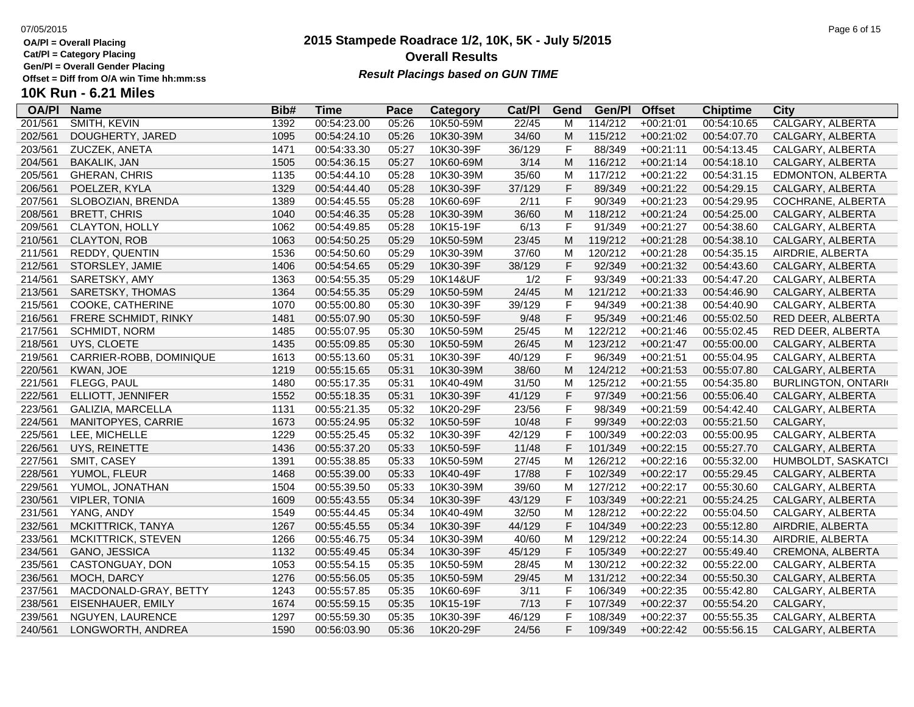OA/Pl = Overall Placing
Cat/Pl = Category Placing
Gen/Pl = Overall Gender Placing
Offset = Diff from O/A win Time hh:mm:ss

# 2015 Stampede Roadrace 1/2, 10K, 5K - July 5/2015

## Overall Results

***Result Placings based on GUN TIME***

## 10K Run - 6.21 Miles

| OA/Pl | Name | Bib# | Time | Pace | Category | Cat/Pl | Gend | Gen/Pl | Offset | Chiptime | City |
|---|---|---|---|---|---|---|---|---|---|---|---|
| 201/561 | SMITH, KEVIN | 1392 | 00:54:23.00 | 05:26 | 10K50-59M | 22/45 | M | 114/212 | +00:21:01 | 00:54:10.65 | CALGARY, ALBERTA |
| 202/561 | DOUGHERTY, JARED | 1095 | 00:54:24.10 | 05:26 | 10K30-39M | 34/60 | M | 115/212 | +00:21:02 | 00:54:07.70 | CALGARY, ALBERTA |
| 203/561 | ZUCZEK, ANETA | 1471 | 00:54:33.30 | 05:27 | 10K30-39F | 36/129 | F | 88/349 | +00:21:11 | 00:54:13.45 | CALGARY, ALBERTA |
| 204/561 | BAKALIK, JAN | 1505 | 00:54:36.15 | 05:27 | 10K60-69M | 3/14 | M | 116/212 | +00:21:14 | 00:54:18.10 | CALGARY, ALBERTA |
| 205/561 | GHERAN, CHRIS | 1135 | 00:54:44.10 | 05:28 | 10K30-39M | 35/60 | M | 117/212 | +00:21:22 | 00:54:31.15 | EDMONTON, ALBERTA |
| 206/561 | POELZER, KYLA | 1329 | 00:54:44.40 | 05:28 | 10K30-39F | 37/129 | F | 89/349 | +00:21:22 | 00:54:29.15 | CALGARY, ALBERTA |
| 207/561 | SLOBOZIAN, BRENDA | 1389 | 00:54:45.55 | 05:28 | 10K60-69F | 2/11 | F | 90/349 | +00:21:23 | 00:54:29.95 | COCHRANE, ALBERTA |
| 208/561 | BRETT, CHRIS | 1040 | 00:54:46.35 | 05:28 | 10K30-39M | 36/60 | M | 118/212 | +00:21:24 | 00:54:25.00 | CALGARY, ALBERTA |
| 209/561 | CLAYTON, HOLLY | 1062 | 00:54:49.85 | 05:28 | 10K15-19F | 6/13 | F | 91/349 | +00:21:27 | 00:54:38.60 | CALGARY, ALBERTA |
| 210/561 | CLAYTON, ROB | 1063 | 00:54:50.25 | 05:29 | 10K50-59M | 23/45 | M | 119/212 | +00:21:28 | 00:54:38.10 | CALGARY, ALBERTA |
| 211/561 | REDDY, QUENTIN | 1536 | 00:54:50.60 | 05:29 | 10K30-39M | 37/60 | M | 120/212 | +00:21:28 | 00:54:35.15 | AIRDRIE, ALBERTA |
| 212/561 | STORSLEY, JAMIE | 1406 | 00:54:54.65 | 05:29 | 10K30-39F | 38/129 | F | 92/349 | +00:21:32 | 00:54:43.60 | CALGARY, ALBERTA |
| 214/561 | SARETSKY, AMY | 1363 | 00:54:55.35 | 05:29 | 10K14&UF | 1/2 | F | 93/349 | +00:21:33 | 00:54:47.20 | CALGARY, ALBERTA |
| 213/561 | SARETSKY, THOMAS | 1364 | 00:54:55.35 | 05:29 | 10K50-59M | 24/45 | M | 121/212 | +00:21:33 | 00:54:46.90 | CALGARY, ALBERTA |
| 215/561 | COOKE, CATHERINE | 1070 | 00:55:00.80 | 05:30 | 10K30-39F | 39/129 | F | 94/349 | +00:21:38 | 00:54:40.90 | CALGARY, ALBERTA |
| 216/561 | FRERE SCHMIDT, RINKY | 1481 | 00:55:07.90 | 05:30 | 10K50-59F | 9/48 | F | 95/349 | +00:21:46 | 00:55:02.50 | RED DEER, ALBERTA |
| 217/561 | SCHMIDT, NORM | 1485 | 00:55:07.95 | 05:30 | 10K50-59M | 25/45 | M | 122/212 | +00:21:46 | 00:55:02.45 | RED DEER, ALBERTA |
| 218/561 | UYS, CLOETE | 1435 | 00:55:09.85 | 05:30 | 10K50-59M | 26/45 | M | 123/212 | +00:21:47 | 00:55:00.00 | CALGARY, ALBERTA |
| 219/561 | CARRIER-ROBB, DOMINIQUE | 1613 | 00:55:13.60 | 05:31 | 10K30-39F | 40/129 | F | 96/349 | +00:21:51 | 00:55:04.95 | CALGARY, ALBERTA |
| 220/561 | KWAN, JOE | 1219 | 00:55:15.65 | 05:31 | 10K30-39M | 38/60 | M | 124/212 | +00:21:53 | 00:55:07.80 | CALGARY, ALBERTA |
| 221/561 | FLEGG, PAUL | 1480 | 00:55:17.35 | 05:31 | 10K40-49M | 31/50 | M | 125/212 | +00:21:55 | 00:54:35.80 | BURLINGTON, ONTARI |
| 222/561 | ELLIOTT, JENNIFER | 1552 | 00:55:18.35 | 05:31 | 10K30-39F | 41/129 | F | 97/349 | +00:21:56 | 00:55:06.40 | CALGARY, ALBERTA |
| 223/561 | GALIZIA, MARCELLA | 1131 | 00:55:21.35 | 05:32 | 10K20-29F | 23/56 | F | 98/349 | +00:21:59 | 00:54:42.40 | CALGARY, ALBERTA |
| 224/561 | MANITOPYES, CARRIE | 1673 | 00:55:24.95 | 05:32 | 10K50-59F | 10/48 | F | 99/349 | +00:22:03 | 00:55:21.50 | CALGARY, |
| 225/561 | LEE, MICHELLE | 1229 | 00:55:25.45 | 05:32 | 10K30-39F | 42/129 | F | 100/349 | +00:22:03 | 00:55:00.95 | CALGARY, ALBERTA |
| 226/561 | UYS, REINETTE | 1436 | 00:55:37.20 | 05:33 | 10K50-59F | 11/48 | F | 101/349 | +00:22:15 | 00:55:27.70 | CALGARY, ALBERTA |
| 227/561 | SMIT, CASEY | 1391 | 00:55:38.85 | 05:33 | 10K50-59M | 27/45 | M | 126/212 | +00:22:16 | 00:55:32.00 | HUMBOLDT, SASKATCI |
| 228/561 | YUMOL, FLEUR | 1468 | 00:55:39.00 | 05:33 | 10K40-49F | 17/88 | F | 102/349 | +00:22:17 | 00:55:29.45 | CALGARY, ALBERTA |
| 229/561 | YUMOL, JONATHAN | 1504 | 00:55:39.50 | 05:33 | 10K30-39M | 39/60 | M | 127/212 | +00:22:17 | 00:55:30.60 | CALGARY, ALBERTA |
| 230/561 | VIPLER, TONIA | 1609 | 00:55:43.55 | 05:34 | 10K30-39F | 43/129 | F | 103/349 | +00:22:21 | 00:55:24.25 | CALGARY, ALBERTA |
| 231/561 | YANG, ANDY | 1549 | 00:55:44.45 | 05:34 | 10K40-49M | 32/50 | M | 128/212 | +00:22:22 | 00:55:04.50 | CALGARY, ALBERTA |
| 232/561 | MCKITTRICK, TANYA | 1267 | 00:55:45.55 | 05:34 | 10K30-39F | 44/129 | F | 104/349 | +00:22:23 | 00:55:12.80 | AIRDRIE, ALBERTA |
| 233/561 | MCKITTRICK, STEVEN | 1266 | 00:55:46.75 | 05:34 | 10K30-39M | 40/60 | M | 129/212 | +00:22:24 | 00:55:14.30 | AIRDRIE, ALBERTA |
| 234/561 | GANO, JESSICA | 1132 | 00:55:49.45 | 05:34 | 10K30-39F | 45/129 | F | 105/349 | +00:22:27 | 00:55:49.40 | CREMONA, ALBERTA |
| 235/561 | CASTONGUAY, DON | 1053 | 00:55:54.15 | 05:35 | 10K50-59M | 28/45 | M | 130/212 | +00:22:32 | 00:55:22.00 | CALGARY, ALBERTA |
| 236/561 | MOCH, DARCY | 1276 | 00:55:56.05 | 05:35 | 10K50-59M | 29/45 | M | 131/212 | +00:22:34 | 00:55:50.30 | CALGARY, ALBERTA |
| 237/561 | MACDONALD-GRAY, BETTY | 1243 | 00:55:57.85 | 05:35 | 10K60-69F | 3/11 | F | 106/349 | +00:22:35 | 00:55:42.80 | CALGARY, ALBERTA |
| 238/561 | EISENHAUER, EMILY | 1674 | 00:55:59.15 | 05:35 | 10K15-19F | 7/13 | F | 107/349 | +00:22:37 | 00:55:54.20 | CALGARY, |
| 239/561 | NGUYEN, LAURENCE | 1297 | 00:55:59.30 | 05:35 | 10K30-39F | 46/129 | F | 108/349 | +00:22:37 | 00:55:55.35 | CALGARY, ALBERTA |
| 240/561 | LONGWORTH, ANDREA | 1590 | 00:56:03.90 | 05:36 | 10K20-29F | 24/56 | F | 109/349 | +00:22:42 | 00:55:56.15 | CALGARY, ALBERTA |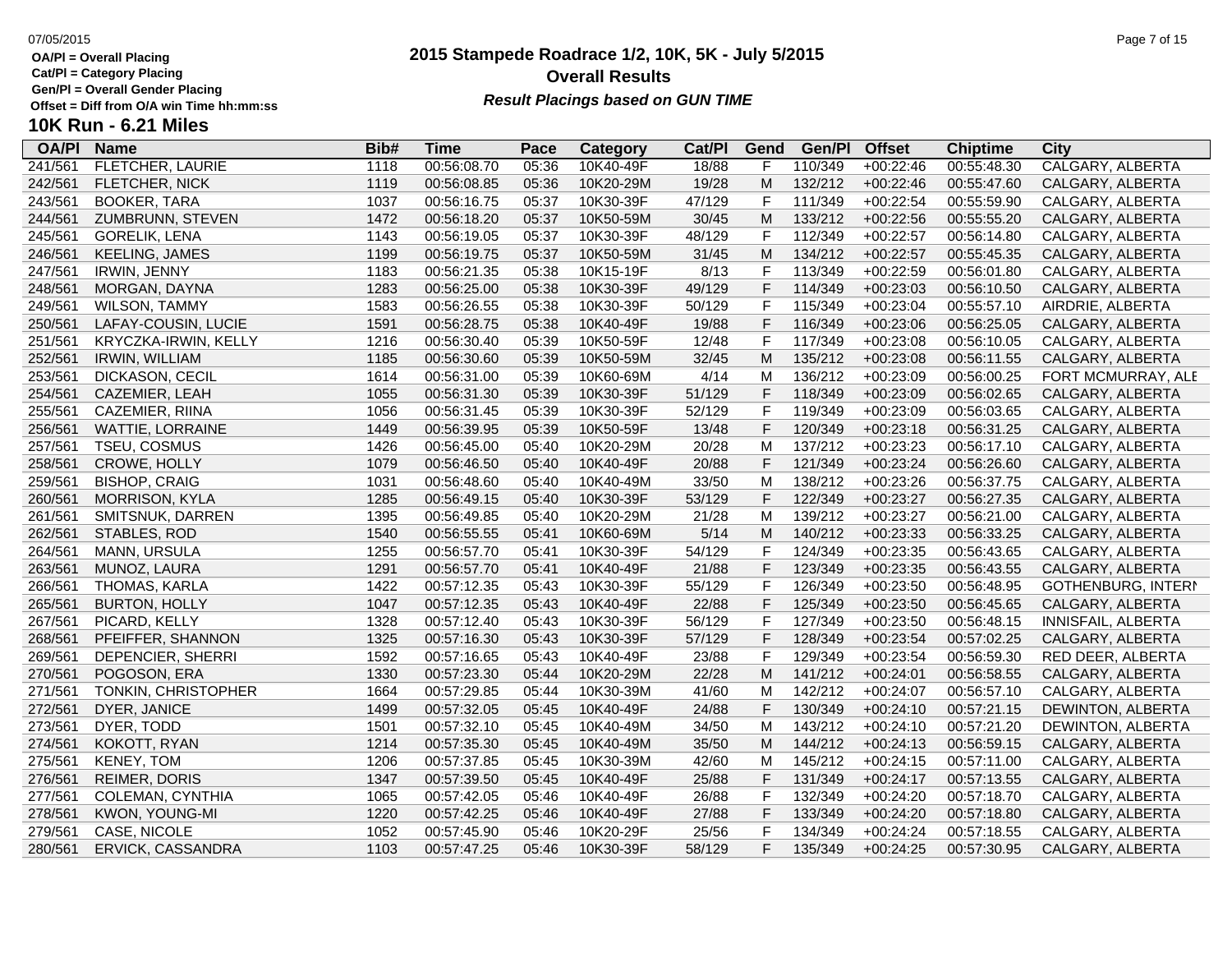OA/Pl = Overall Placing
Cat/Pl = Category Placing
Gen/Pl = Overall Gender Placing
Offset = Diff from O/A win Time hh:mm:ss

# 2015 Stampede Roadrace 1/2, 10K, 5K - July 5/2015

## Overall Results

***Result Placings based on GUN TIME***

## 10K Run - 6.21 Miles

| OA/Pl | Name | Bib# | Time | Pace | Category | Cat/Pl | Gend | Gen/Pl | Offset | Chiptime | City |
|---|---|---|---|---|---|---|---|---|---|---|---|
| 241/561 | FLETCHER, LAURIE | 1118 | 00:56:08.70 | 05:36 | 10K40-49F | 18/88 | F | 110/349 | +00:22:46 | 00:55:48.30 | CALGARY, ALBERTA |
| 242/561 | FLETCHER, NICK | 1119 | 00:56:08.85 | 05:36 | 10K20-29M | 19/28 | M | 132/212 | +00:22:46 | 00:55:47.60 | CALGARY, ALBERTA |
| 243/561 | BOOKER, TARA | 1037 | 00:56:16.75 | 05:37 | 10K30-39F | 47/129 | F | 111/349 | +00:22:54 | 00:55:59.90 | CALGARY, ALBERTA |
| 244/561 | ZUMBRUNN, STEVEN | 1472 | 00:56:18.20 | 05:37 | 10K50-59M | 30/45 | M | 133/212 | +00:22:56 | 00:55:55.20 | CALGARY, ALBERTA |
| 245/561 | GORELIK, LENA | 1143 | 00:56:19.05 | 05:37 | 10K30-39F | 48/129 | F | 112/349 | +00:22:57 | 00:56:14.80 | CALGARY, ALBERTA |
| 246/561 | KEELING, JAMES | 1199 | 00:56:19.75 | 05:37 | 10K50-59M | 31/45 | M | 134/212 | +00:22:57 | 00:55:45.35 | CALGARY, ALBERTA |
| 247/561 | IRWIN, JENNY | 1183 | 00:56:21.35 | 05:38 | 10K15-19F | 8/13 | F | 113/349 | +00:22:59 | 00:56:01.80 | CALGARY, ALBERTA |
| 248/561 | MORGAN, DAYNA | 1283 | 00:56:25.00 | 05:38 | 10K30-39F | 49/129 | F | 114/349 | +00:23:03 | 00:56:10.50 | CALGARY, ALBERTA |
| 249/561 | WILSON, TAMMY | 1583 | 00:56:26.55 | 05:38 | 10K30-39F | 50/129 | F | 115/349 | +00:23:04 | 00:55:57.10 | AIRDRIE, ALBERTA |
| 250/561 | LAFAY-COUSIN, LUCIE | 1591 | 00:56:28.75 | 05:38 | 10K40-49F | 19/88 | F | 116/349 | +00:23:06 | 00:56:25.05 | CALGARY, ALBERTA |
| 251/561 | KRYCZKA-IRWIN, KELLY | 1216 | 00:56:30.40 | 05:39 | 10K50-59F | 12/48 | F | 117/349 | +00:23:08 | 00:56:10.05 | CALGARY, ALBERTA |
| 252/561 | IRWIN, WILLIAM | 1185 | 00:56:30.60 | 05:39 | 10K50-59M | 32/45 | M | 135/212 | +00:23:08 | 00:56:11.55 | CALGARY, ALBERTA |
| 253/561 | DICKASON, CECIL | 1614 | 00:56:31.00 | 05:39 | 10K60-69M | 4/14 | M | 136/212 | +00:23:09 | 00:56:00.25 | FORT MCMURRAY, ALE |
| 254/561 | CAZEMIER, LEAH | 1055 | 00:56:31.30 | 05:39 | 10K30-39F | 51/129 | F | 118/349 | +00:23:09 | 00:56:02.65 | CALGARY, ALBERTA |
| 255/561 | CAZEMIER, RIINA | 1056 | 00:56:31.45 | 05:39 | 10K30-39F | 52/129 | F | 119/349 | +00:23:09 | 00:56:03.65 | CALGARY, ALBERTA |
| 256/561 | WATTIE, LORRAINE | 1449 | 00:56:39.95 | 05:39 | 10K50-59F | 13/48 | F | 120/349 | +00:23:18 | 00:56:31.25 | CALGARY, ALBERTA |
| 257/561 | TSEU, COSMUS | 1426 | 00:56:45.00 | 05:40 | 10K20-29M | 20/28 | M | 137/212 | +00:23:23 | 00:56:17.10 | CALGARY, ALBERTA |
| 258/561 | CROWE, HOLLY | 1079 | 00:56:46.50 | 05:40 | 10K40-49F | 20/88 | F | 121/349 | +00:23:24 | 00:56:26.60 | CALGARY, ALBERTA |
| 259/561 | BISHOP, CRAIG | 1031 | 00:56:48.60 | 05:40 | 10K40-49M | 33/50 | M | 138/212 | +00:23:26 | 00:56:37.75 | CALGARY, ALBERTA |
| 260/561 | MORRISON, KYLA | 1285 | 00:56:49.15 | 05:40 | 10K30-39F | 53/129 | F | 122/349 | +00:23:27 | 00:56:27.35 | CALGARY, ALBERTA |
| 261/561 | SMITSNUK, DARREN | 1395 | 00:56:49.85 | 05:40 | 10K20-29M | 21/28 | M | 139/212 | +00:23:27 | 00:56:21.00 | CALGARY, ALBERTA |
| 262/561 | STABLES, ROD | 1540 | 00:56:55.55 | 05:41 | 10K60-69M | 5/14 | M | 140/212 | +00:23:33 | 00:56:33.25 | CALGARY, ALBERTA |
| 264/561 | MANN, URSULA | 1255 | 00:56:57.70 | 05:41 | 10K30-39F | 54/129 | F | 124/349 | +00:23:35 | 00:56:43.65 | CALGARY, ALBERTA |
| 263/561 | MUNOZ, LAURA | 1291 | 00:56:57.70 | 05:41 | 10K40-49F | 21/88 | F | 123/349 | +00:23:35 | 00:56:43.55 | CALGARY, ALBERTA |
| 266/561 | THOMAS, KARLA | 1422 | 00:57:12.35 | 05:43 | 10K30-39F | 55/129 | F | 126/349 | +00:23:50 | 00:56:48.95 | GOTHENBURG, INTERN |
| 265/561 | BURTON, HOLLY | 1047 | 00:57:12.35 | 05:43 | 10K40-49F | 22/88 | F | 125/349 | +00:23:50 | 00:56:45.65 | CALGARY, ALBERTA |
| 267/561 | PICARD, KELLY | 1328 | 00:57:12.40 | 05:43 | 10K30-39F | 56/129 | F | 127/349 | +00:23:50 | 00:56:48.15 | INNISFAIL, ALBERTA |
| 268/561 | PFEIFFER, SHANNON | 1325 | 00:57:16.30 | 05:43 | 10K30-39F | 57/129 | F | 128/349 | +00:23:54 | 00:57:02.25 | CALGARY, ALBERTA |
| 269/561 | DEPENCIER, SHERRI | 1592 | 00:57:16.65 | 05:43 | 10K40-49F | 23/88 | F | 129/349 | +00:23:54 | 00:56:59.30 | RED DEER, ALBERTA |
| 270/561 | POGOSON, ERA | 1330 | 00:57:23.30 | 05:44 | 10K20-29M | 22/28 | M | 141/212 | +00:24:01 | 00:56:58.55 | CALGARY, ALBERTA |
| 271/561 | TONKIN, CHRISTOPHER | 1664 | 00:57:29.85 | 05:44 | 10K30-39M | 41/60 | M | 142/212 | +00:24:07 | 00:56:57.10 | CALGARY, ALBERTA |
| 272/561 | DYER, JANICE | 1499 | 00:57:32.05 | 05:45 | 10K40-49F | 24/88 | F | 130/349 | +00:24:10 | 00:57:21.15 | DEWINTON, ALBERTA |
| 273/561 | DYER, TODD | 1501 | 00:57:32.10 | 05:45 | 10K40-49M | 34/50 | M | 143/212 | +00:24:10 | 00:57:21.20 | DEWINTON, ALBERTA |
| 274/561 | KOKOTT, RYAN | 1214 | 00:57:35.30 | 05:45 | 10K40-49M | 35/50 | M | 144/212 | +00:24:13 | 00:56:59.15 | CALGARY, ALBERTA |
| 275/561 | KENEY, TOM | 1206 | 00:57:37.85 | 05:45 | 10K30-39M | 42/60 | M | 145/212 | +00:24:15 | 00:57:11.00 | CALGARY, ALBERTA |
| 276/561 | REIMER, DORIS | 1347 | 00:57:39.50 | 05:45 | 10K40-49F | 25/88 | F | 131/349 | +00:24:17 | 00:57:13.55 | CALGARY, ALBERTA |
| 277/561 | COLEMAN, CYNTHIA | 1065 | 00:57:42.05 | 05:46 | 10K40-49F | 26/88 | F | 132/349 | +00:24:20 | 00:57:18.70 | CALGARY, ALBERTA |
| 278/561 | KWON, YOUNG-MI | 1220 | 00:57:42.25 | 05:46 | 10K40-49F | 27/88 | F | 133/349 | +00:24:20 | 00:57:18.80 | CALGARY, ALBERTA |
| 279/561 | CASE, NICOLE | 1052 | 00:57:45.90 | 05:46 | 10K20-29F | 25/56 | F | 134/349 | +00:24:24 | 00:57:18.55 | CALGARY, ALBERTA |
| 280/561 | ERVICK, CASSANDRA | 1103 | 00:57:47.25 | 05:46 | 10K30-39F | 58/129 | F | 135/349 | +00:24:25 | 00:57:30.95 | CALGARY, ALBERTA |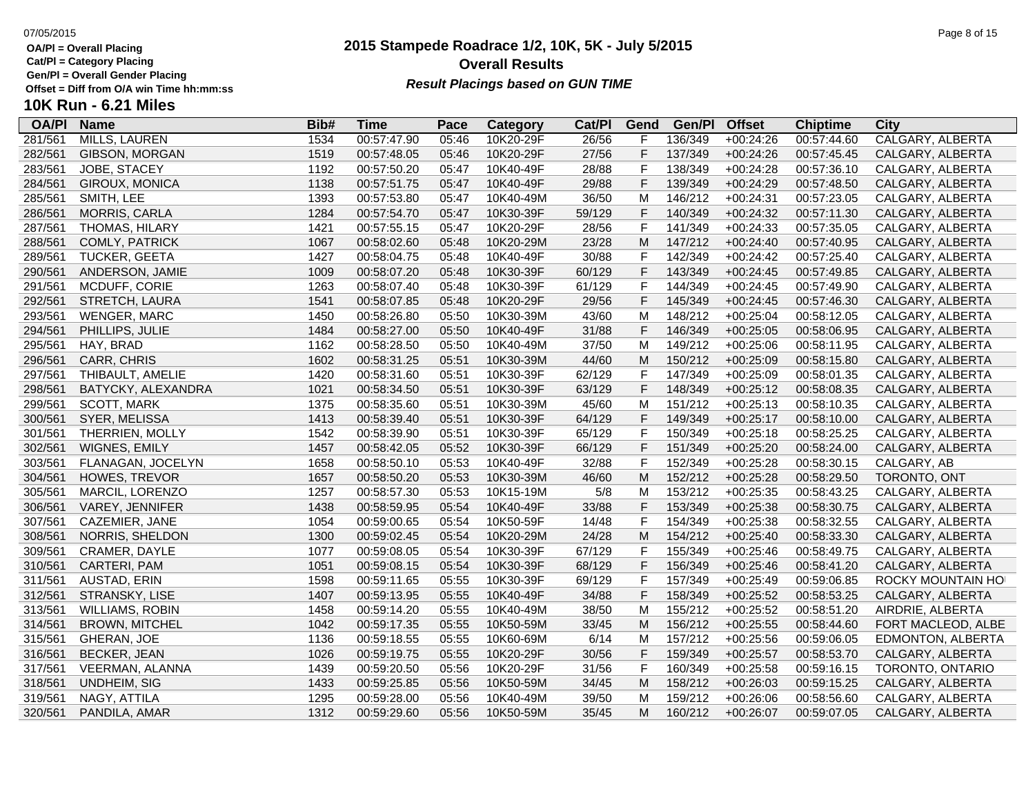OA/Pl = Overall Placing
Cat/Pl = Category Placing
Gen/Pl = Overall Gender Placing
Offset = Diff from O/A win Time hh:mm:ss

# 2015 Stampede Roadrace 1/2, 10K, 5K - July 5/2015

## Overall Results

***Result Placings based on GUN TIME***

## 10K Run - 6.21 Miles

| OA/Pl | Name | Bib# | Time | Pace | Category | Cat/Pl | Gend | Gen/Pl | Offset | Chiptime | City |
|---|---|---|---|---|---|---|---|---|---|---|---|
| 281/561 | MILLS, LAUREN | 1534 | 00:57:47.90 | 05:46 | 10K20-29F | 26/56 | F | 136/349 | +00:24:26 | 00:57:44.60 | CALGARY, ALBERTA |
| 282/561 | GIBSON, MORGAN | 1519 | 00:57:48.05 | 05:46 | 10K20-29F | 27/56 | F | 137/349 | +00:24:26 | 00:57:45.45 | CALGARY, ALBERTA |
| 283/561 | JOBE, STACEY | 1192 | 00:57:50.20 | 05:47 | 10K40-49F | 28/88 | F | 138/349 | +00:24:28 | 00:57:36.10 | CALGARY, ALBERTA |
| 284/561 | GIROUX, MONICA | 1138 | 00:57:51.75 | 05:47 | 10K40-49F | 29/88 | F | 139/349 | +00:24:29 | 00:57:48.50 | CALGARY, ALBERTA |
| 285/561 | SMITH, LEE | 1393 | 00:57:53.80 | 05:47 | 10K40-49M | 36/50 | M | 146/212 | +00:24:31 | 00:57:23.05 | CALGARY, ALBERTA |
| 286/561 | MORRIS, CARLA | 1284 | 00:57:54.70 | 05:47 | 10K30-39F | 59/129 | F | 140/349 | +00:24:32 | 00:57:11.30 | CALGARY, ALBERTA |
| 287/561 | THOMAS, HILARY | 1421 | 00:57:55.15 | 05:47 | 10K20-29F | 28/56 | F | 141/349 | +00:24:33 | 00:57:35.05 | CALGARY, ALBERTA |
| 288/561 | COMLY, PATRICK | 1067 | 00:58:02.60 | 05:48 | 10K20-29M | 23/28 | M | 147/212 | +00:24:40 | 00:57:40.95 | CALGARY, ALBERTA |
| 289/561 | TUCKER, GEETA | 1427 | 00:58:04.75 | 05:48 | 10K40-49F | 30/88 | F | 142/349 | +00:24:42 | 00:57:25.40 | CALGARY, ALBERTA |
| 290/561 | ANDERSON, JAMIE | 1009 | 00:58:07.20 | 05:48 | 10K30-39F | 60/129 | F | 143/349 | +00:24:45 | 00:57:49.85 | CALGARY, ALBERTA |
| 291/561 | MCDUFF, CORIE | 1263 | 00:58:07.40 | 05:48 | 10K30-39F | 61/129 | F | 144/349 | +00:24:45 | 00:57:49.90 | CALGARY, ALBERTA |
| 292/561 | STRETCH, LAURA | 1541 | 00:58:07.85 | 05:48 | 10K20-29F | 29/56 | F | 145/349 | +00:24:45 | 00:57:46.30 | CALGARY, ALBERTA |
| 293/561 | WENGER, MARC | 1450 | 00:58:26.80 | 05:50 | 10K30-39M | 43/60 | M | 148/212 | +00:25:04 | 00:58:12.05 | CALGARY, ALBERTA |
| 294/561 | PHILLIPS, JULIE | 1484 | 00:58:27.00 | 05:50 | 10K40-49F | 31/88 | F | 146/349 | +00:25:05 | 00:58:06.95 | CALGARY, ALBERTA |
| 295/561 | HAY, BRAD | 1162 | 00:58:28.50 | 05:50 | 10K40-49M | 37/50 | M | 149/212 | +00:25:06 | 00:58:11.95 | CALGARY, ALBERTA |
| 296/561 | CARR, CHRIS | 1602 | 00:58:31.25 | 05:51 | 10K30-39M | 44/60 | M | 150/212 | +00:25:09 | 00:58:15.80 | CALGARY, ALBERTA |
| 297/561 | THIBAULT, AMELIE | 1420 | 00:58:31.60 | 05:51 | 10K30-39F | 62/129 | F | 147/349 | +00:25:09 | 00:58:01.35 | CALGARY, ALBERTA |
| 298/561 | BATYCKY, ALEXANDRA | 1021 | 00:58:34.50 | 05:51 | 10K30-39F | 63/129 | F | 148/349 | +00:25:12 | 00:58:08.35 | CALGARY, ALBERTA |
| 299/561 | SCOTT, MARK | 1375 | 00:58:35.60 | 05:51 | 10K30-39M | 45/60 | M | 151/212 | +00:25:13 | 00:58:10.35 | CALGARY, ALBERTA |
| 300/561 | SYER, MELISSA | 1413 | 00:58:39.40 | 05:51 | 10K30-39F | 64/129 | F | 149/349 | +00:25:17 | 00:58:10.00 | CALGARY, ALBERTA |
| 301/561 | THERRIEN, MOLLY | 1542 | 00:58:39.90 | 05:51 | 10K30-39F | 65/129 | F | 150/349 | +00:25:18 | 00:58:25.25 | CALGARY, ALBERTA |
| 302/561 | WIGNES, EMILY | 1457 | 00:58:42.05 | 05:52 | 10K30-39F | 66/129 | F | 151/349 | +00:25:20 | 00:58:24.00 | CALGARY, ALBERTA |
| 303/561 | FLANAGAN, JOCELYN | 1658 | 00:58:50.10 | 05:53 | 10K40-49F | 32/88 | F | 152/349 | +00:25:28 | 00:58:30.15 | CALGARY, AB |
| 304/561 | HOWES, TREVOR | 1657 | 00:58:50.20 | 05:53 | 10K30-39M | 46/60 | M | 152/212 | +00:25:28 | 00:58:29.50 | TORONTO, ONT |
| 305/561 | MARCIL, LORENZO | 1257 | 00:58:57.30 | 05:53 | 10K15-19M | 5/8 | M | 153/212 | +00:25:35 | 00:58:43.25 | CALGARY, ALBERTA |
| 306/561 | VAREY, JENNIFER | 1438 | 00:58:59.95 | 05:54 | 10K40-49F | 33/88 | F | 153/349 | +00:25:38 | 00:58:30.75 | CALGARY, ALBERTA |
| 307/561 | CAZEMIER, JANE | 1054 | 00:59:00.65 | 05:54 | 10K50-59F | 14/48 | F | 154/349 | +00:25:38 | 00:58:32.55 | CALGARY, ALBERTA |
| 308/561 | NORRIS, SHELDON | 1300 | 00:59:02.45 | 05:54 | 10K20-29M | 24/28 | M | 154/212 | +00:25:40 | 00:58:33.30 | CALGARY, ALBERTA |
| 309/561 | CRAMER, DAYLE | 1077 | 00:59:08.05 | 05:54 | 10K30-39F | 67/129 | F | 155/349 | +00:25:46 | 00:58:49.75 | CALGARY, ALBERTA |
| 310/561 | CARTERI, PAM | 1051 | 00:59:08.15 | 05:54 | 10K30-39F | 68/129 | F | 156/349 | +00:25:46 | 00:58:41.20 | CALGARY, ALBERTA |
| 311/561 | AUSTAD, ERIN | 1598 | 00:59:11.65 | 05:55 | 10K30-39F | 69/129 | F | 157/349 | +00:25:49 | 00:59:06.85 | ROCKY MOUNTAIN HO |
| 312/561 | STRANSKY, LISE | 1407 | 00:59:13.95 | 05:55 | 10K40-49F | 34/88 | F | 158/349 | +00:25:52 | 00:58:53.25 | CALGARY, ALBERTA |
| 313/561 | WILLIAMS, ROBIN | 1458 | 00:59:14.20 | 05:55 | 10K40-49M | 38/50 | M | 155/212 | +00:25:52 | 00:58:51.20 | AIRDRIE, ALBERTA |
| 314/561 | BROWN, MITCHEL | 1042 | 00:59:17.35 | 05:55 | 10K50-59M | 33/45 | M | 156/212 | +00:25:55 | 00:58:44.60 | FORT MACLEOD, ALBE |
| 315/561 | GHERAN, JOE | 1136 | 00:59:18.55 | 05:55 | 10K60-69M | 6/14 | M | 157/212 | +00:25:56 | 00:59:06.05 | EDMONTON, ALBERTA |
| 316/561 | BECKER, JEAN | 1026 | 00:59:19.75 | 05:55 | 10K20-29F | 30/56 | F | 159/349 | +00:25:57 | 00:58:53.70 | CALGARY, ALBERTA |
| 317/561 | VEERMAN, ALANNA | 1439 | 00:59:20.50 | 05:56 | 10K20-29F | 31/56 | F | 160/349 | +00:25:58 | 00:59:16.15 | TORONTO, ONTARIO |
| 318/561 | UNDHEIM, SIG | 1433 | 00:59:25.85 | 05:56 | 10K50-59M | 34/45 | M | 158/212 | +00:26:03 | 00:59:15.25 | CALGARY, ALBERTA |
| 319/561 | NAGY, ATTILA | 1295 | 00:59:28.00 | 05:56 | 10K40-49M | 39/50 | M | 159/212 | +00:26:06 | 00:58:56.60 | CALGARY, ALBERTA |
| 320/561 | PANDILA, AMAR | 1312 | 00:59:29.60 | 05:56 | 10K50-59M | 35/45 | M | 160/212 | +00:26:07 | 00:59:07.05 | CALGARY, ALBERTA |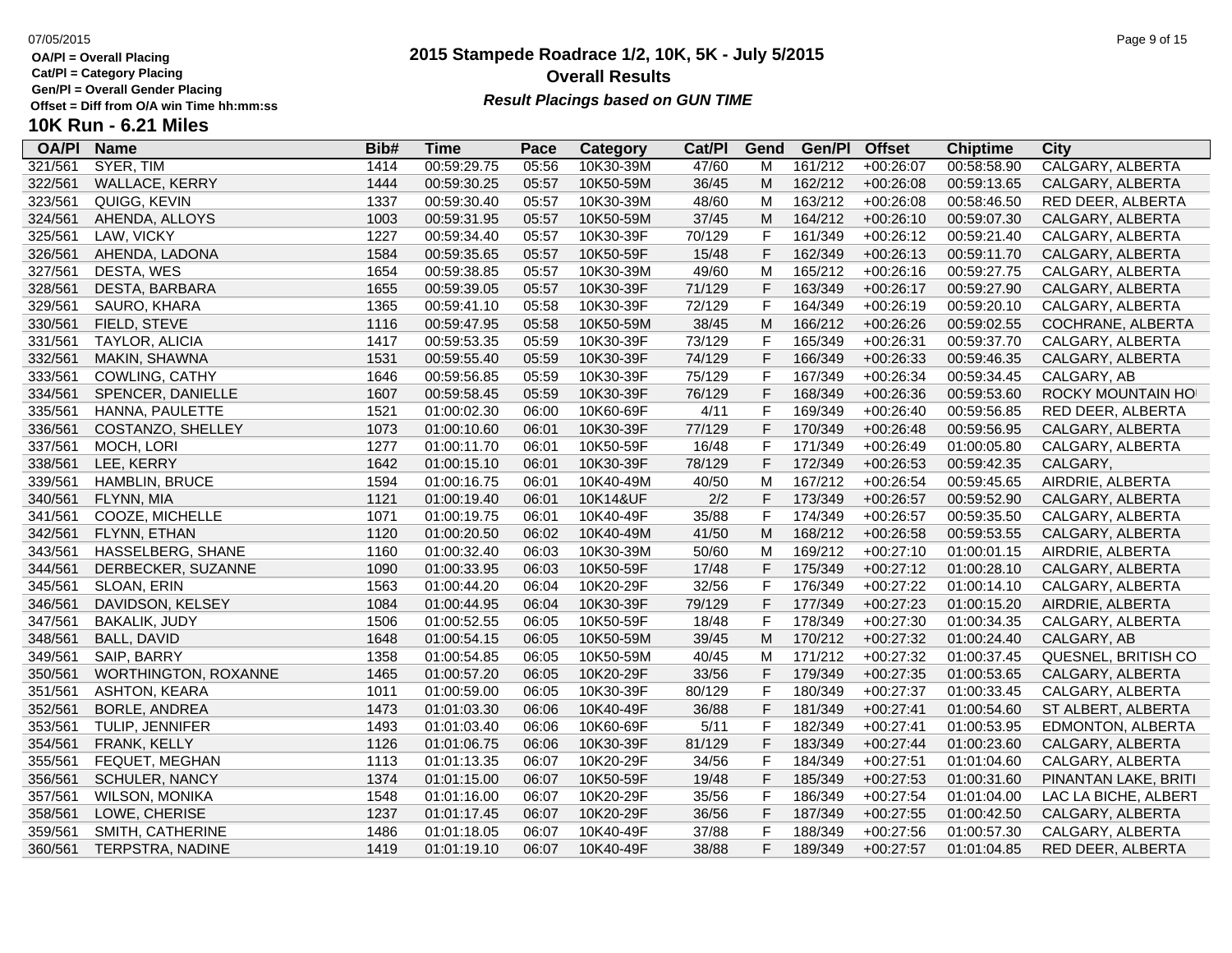OA/Pl = Overall Placing
Cat/Pl = Category Placing
Gen/Pl = Overall Gender Placing
Offset = Diff from O/A win Time hh:mm:ss

# 2015 Stampede Roadrace 1/2, 10K, 5K - July 5/2015

## Overall Results

***Result Placings based on GUN TIME***

## 10K Run - 6.21 Miles

| OA/Pl | Name | Bib# | Time | Pace | Category | Cat/Pl | Gend | Gen/Pl | Offset | Chiptime | City |
|---|---|---|---|---|---|---|---|---|---|---|---|
| 321/561 | SYER, TIM | 1414 | 00:59:29.75 | 05:56 | 10K30-39M | 47/60 | M | 161/212 | +00:26:07 | 00:58:58.90 | CALGARY, ALBERTA |
| 322/561 | WALLACE, KERRY | 1444 | 00:59:30.25 | 05:57 | 10K50-59M | 36/45 | M | 162/212 | +00:26:08 | 00:59:13.65 | CALGARY, ALBERTA |
| 323/561 | QUIGG, KEVIN | 1337 | 00:59:30.40 | 05:57 | 10K30-39M | 48/60 | M | 163/212 | +00:26:08 | 00:58:46.50 | RED DEER, ALBERTA |
| 324/561 | AHENDA, ALLOYS | 1003 | 00:59:31.95 | 05:57 | 10K50-59M | 37/45 | M | 164/212 | +00:26:10 | 00:59:07.30 | CALGARY, ALBERTA |
| 325/561 | LAW, VICKY | 1227 | 00:59:34.40 | 05:57 | 10K30-39F | 70/129 | F | 161/349 | +00:26:12 | 00:59:21.40 | CALGARY, ALBERTA |
| 326/561 | AHENDA, LADONA | 1584 | 00:59:35.65 | 05:57 | 10K50-59F | 15/48 | F | 162/349 | +00:26:13 | 00:59:11.70 | CALGARY, ALBERTA |
| 327/561 | DESTA, WES | 1654 | 00:59:38.85 | 05:57 | 10K30-39M | 49/60 | M | 165/212 | +00:26:16 | 00:59:27.75 | CALGARY, ALBERTA |
| 328/561 | DESTA, BARBARA | 1655 | 00:59:39.05 | 05:57 | 10K30-39F | 71/129 | F | 163/349 | +00:26:17 | 00:59:27.90 | CALGARY, ALBERTA |
| 329/561 | SAURO, KHARA | 1365 | 00:59:41.10 | 05:58 | 10K30-39F | 72/129 | F | 164/349 | +00:26:19 | 00:59:20.10 | CALGARY, ALBERTA |
| 330/561 | FIELD, STEVE | 1116 | 00:59:47.95 | 05:58 | 10K50-59M | 38/45 | M | 166/212 | +00:26:26 | 00:59:02.55 | COCHRANE, ALBERTA |
| 331/561 | TAYLOR, ALICIA | 1417 | 00:59:53.35 | 05:59 | 10K30-39F | 73/129 | F | 165/349 | +00:26:31 | 00:59:37.70 | CALGARY, ALBERTA |
| 332/561 | MAKIN, SHAWNA | 1531 | 00:59:55.40 | 05:59 | 10K30-39F | 74/129 | F | 166/349 | +00:26:33 | 00:59:46.35 | CALGARY, ALBERTA |
| 333/561 | COWLING, CATHY | 1646 | 00:59:56.85 | 05:59 | 10K30-39F | 75/129 | F | 167/349 | +00:26:34 | 00:59:34.45 | CALGARY, AB |
| 334/561 | SPENCER, DANIELLE | 1607 | 00:59:58.45 | 05:59 | 10K30-39F | 76/129 | F | 168/349 | +00:26:36 | 00:59:53.60 | ROCKY MOUNTAIN HO |
| 335/561 | HANNA, PAULETTE | 1521 | 01:00:02.30 | 06:00 | 10K60-69F | 4/11 | F | 169/349 | +00:26:40 | 00:59:56.85 | RED DEER, ALBERTA |
| 336/561 | COSTANZO, SHELLEY | 1073 | 01:00:10.60 | 06:01 | 10K30-39F | 77/129 | F | 170/349 | +00:26:48 | 00:59:56.95 | CALGARY, ALBERTA |
| 337/561 | MOCH, LORI | 1277 | 01:00:11.70 | 06:01 | 10K50-59F | 16/48 | F | 171/349 | +00:26:49 | 01:00:05.80 | CALGARY, ALBERTA |
| 338/561 | LEE, KERRY | 1642 | 01:00:15.10 | 06:01 | 10K30-39F | 78/129 | F | 172/349 | +00:26:53 | 00:59:42.35 | CALGARY, |
| 339/561 | HAMBLIN, BRUCE | 1594 | 01:00:16.75 | 06:01 | 10K40-49M | 40/50 | M | 167/212 | +00:26:54 | 00:59:45.65 | AIRDRIE, ALBERTA |
| 340/561 | FLYNN, MIA | 1121 | 01:00:19.40 | 06:01 | 10K14&UF | 2/2 | F | 173/349 | +00:26:57 | 00:59:52.90 | CALGARY, ALBERTA |
| 341/561 | COOZE, MICHELLE | 1071 | 01:00:19.75 | 06:01 | 10K40-49F | 35/88 | F | 174/349 | +00:26:57 | 00:59:35.50 | CALGARY, ALBERTA |
| 342/561 | FLYNN, ETHAN | 1120 | 01:00:20.50 | 06:02 | 10K40-49M | 41/50 | M | 168/212 | +00:26:58 | 00:59:53.55 | CALGARY, ALBERTA |
| 343/561 | HASSELBERG, SHANE | 1160 | 01:00:32.40 | 06:03 | 10K30-39M | 50/60 | M | 169/212 | +00:27:10 | 01:00:01.15 | AIRDRIE, ALBERTA |
| 344/561 | DERBECKER, SUZANNE | 1090 | 01:00:33.95 | 06:03 | 10K50-59F | 17/48 | F | 175/349 | +00:27:12 | 01:00:28.10 | CALGARY, ALBERTA |
| 345/561 | SLOAN, ERIN | 1563 | 01:00:44.20 | 06:04 | 10K20-29F | 32/56 | F | 176/349 | +00:27:22 | 01:00:14.10 | CALGARY, ALBERTA |
| 346/561 | DAVIDSON, KELSEY | 1084 | 01:00:44.95 | 06:04 | 10K30-39F | 79/129 | F | 177/349 | +00:27:23 | 01:00:15.20 | AIRDRIE, ALBERTA |
| 347/561 | BAKALIK, JUDY | 1506 | 01:00:52.55 | 06:05 | 10K50-59F | 18/48 | F | 178/349 | +00:27:30 | 01:00:34.35 | CALGARY, ALBERTA |
| 348/561 | BALL, DAVID | 1648 | 01:00:54.15 | 06:05 | 10K50-59M | 39/45 | M | 170/212 | +00:27:32 | 01:00:24.40 | CALGARY, AB |
| 349/561 | SAIP, BARRY | 1358 | 01:00:54.85 | 06:05 | 10K50-59M | 40/45 | M | 171/212 | +00:27:32 | 01:00:37.45 | QUESNEL, BRITISH CO |
| 350/561 | WORTHINGTON, ROXANNE | 1465 | 01:00:57.20 | 06:05 | 10K20-29F | 33/56 | F | 179/349 | +00:27:35 | 01:00:53.65 | CALGARY, ALBERTA |
| 351/561 | ASHTON, KEARA | 1011 | 01:00:59.00 | 06:05 | 10K30-39F | 80/129 | F | 180/349 | +00:27:37 | 01:00:33.45 | CALGARY, ALBERTA |
| 352/561 | BORLE, ANDREA | 1473 | 01:01:03.30 | 06:06 | 10K40-49F | 36/88 | F | 181/349 | +00:27:41 | 01:00:54.60 | ST ALBERT, ALBERTA |
| 353/561 | TULIP, JENNIFER | 1493 | 01:01:03.40 | 06:06 | 10K60-69F | 5/11 | F | 182/349 | +00:27:41 | 01:00:53.95 | EDMONTON, ALBERTA |
| 354/561 | FRANK, KELLY | 1126 | 01:01:06.75 | 06:06 | 10K30-39F | 81/129 | F | 183/349 | +00:27:44 | 01:00:23.60 | CALGARY, ALBERTA |
| 355/561 | FEQUET, MEGHAN | 1113 | 01:01:13.35 | 06:07 | 10K20-29F | 34/56 | F | 184/349 | +00:27:51 | 01:01:04.60 | CALGARY, ALBERTA |
| 356/561 | SCHULER, NANCY | 1374 | 01:01:15.00 | 06:07 | 10K50-59F | 19/48 | F | 185/349 | +00:27:53 | 01:00:31.60 | PINANTAN LAKE, BRITI |
| 357/561 | WILSON, MONIKA | 1548 | 01:01:16.00 | 06:07 | 10K20-29F | 35/56 | F | 186/349 | +00:27:54 | 01:01:04.00 | LAC LA BICHE, ALBERT |
| 358/561 | LOWE, CHERISE | 1237 | 01:01:17.45 | 06:07 | 10K20-29F | 36/56 | F | 187/349 | +00:27:55 | 01:00:42.50 | CALGARY, ALBERTA |
| 359/561 | SMITH, CATHERINE | 1486 | 01:01:18.05 | 06:07 | 10K40-49F | 37/88 | F | 188/349 | +00:27:56 | 01:00:57.30 | CALGARY, ALBERTA |
| 360/561 | TERPSTRA, NADINE | 1419 | 01:01:19.10 | 06:07 | 10K40-49F | 38/88 | F | 189/349 | +00:27:57 | 01:01:04.85 | RED DEER, ALBERTA |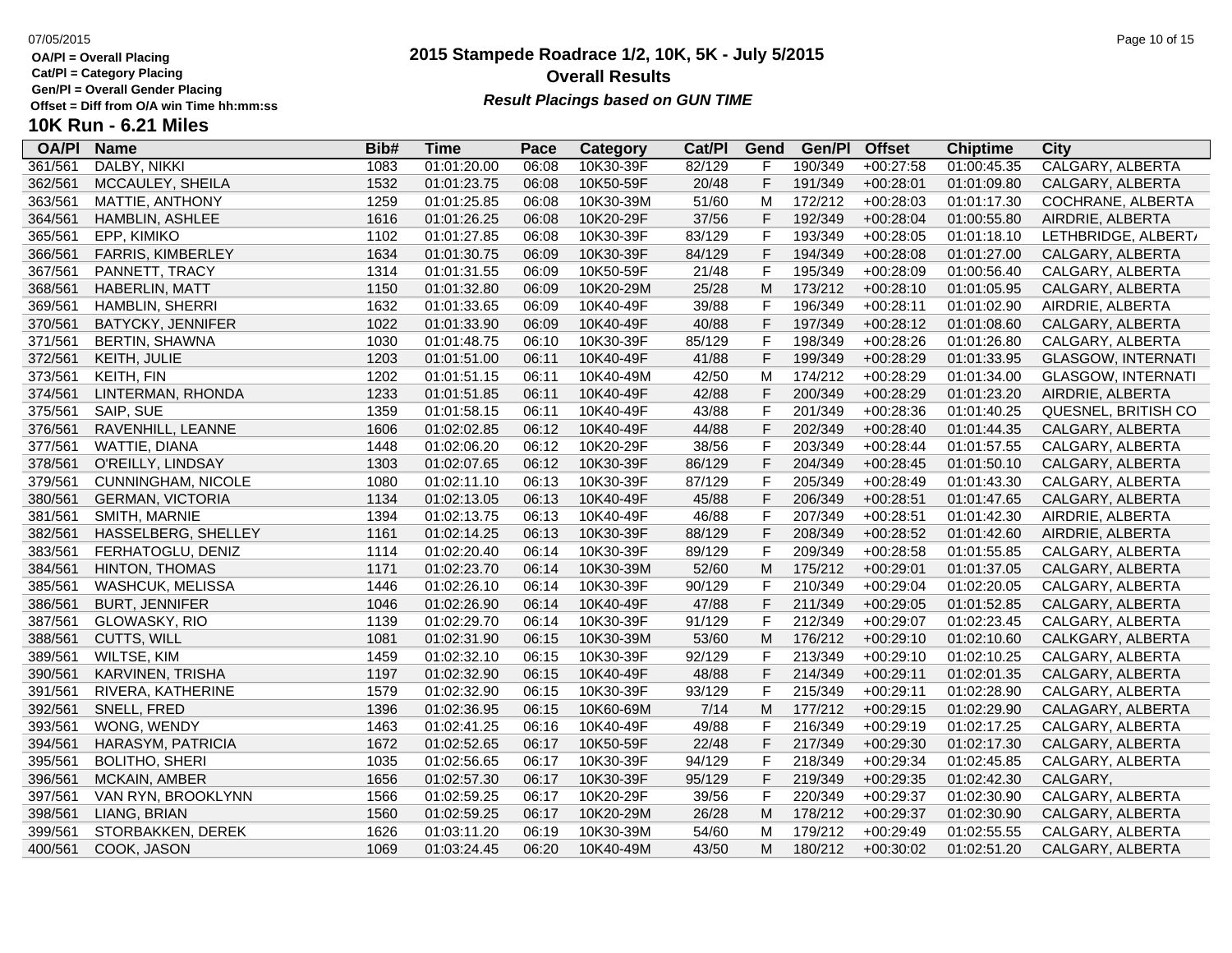OA/Pl = Overall Placing
Cat/Pl = Category Placing
Gen/Pl = Overall Gender Placing
Offset = Diff from O/A win Time hh:mm:ss

# 2015 Stampede Roadrace 1/2, 10K, 5K - July 5/2015

## Overall Results

***Result Placings based on GUN TIME***

## 10K Run - 6.21 Miles

| OA/Pl | Name | Bib# | Time | Pace | Category | Cat/Pl | Gend | Gen/Pl | Offset | Chiptime | City |
|---|---|---|---|---|---|---|---|---|---|---|---|
| 361/561 | DALBY, NIKKI | 1083 | 01:01:20.00 | 06:08 | 10K30-39F | 82/129 | F | 190/349 | +00:27:58 | 01:00:45.35 | CALGARY, ALBERTA |
| 362/561 | MCCAULEY, SHEILA | 1532 | 01:01:23.75 | 06:08 | 10K50-59F | 20/48 | F | 191/349 | +00:28:01 | 01:01:09.80 | CALGARY, ALBERTA |
| 363/561 | MATTIE, ANTHONY | 1259 | 01:01:25.85 | 06:08 | 10K30-39M | 51/60 | M | 172/212 | +00:28:03 | 01:01:17.30 | COCHRANE, ALBERTA |
| 364/561 | HAMBLIN, ASHLEE | 1616 | 01:01:26.25 | 06:08 | 10K20-29F | 37/56 | F | 192/349 | +00:28:04 | 01:00:55.80 | AIRDRIE, ALBERTA |
| 365/561 | EPP, KIMIKO | 1102 | 01:01:27.85 | 06:08 | 10K30-39F | 83/129 | F | 193/349 | +00:28:05 | 01:01:18.10 | LETHBRIDGE, ALBERT/ |
| 366/561 | FARRIS, KIMBERLEY | 1634 | 01:01:30.75 | 06:09 | 10K30-39F | 84/129 | F | 194/349 | +00:28:08 | 01:01:27.00 | CALGARY, ALBERTA |
| 367/561 | PANNETT, TRACY | 1314 | 01:01:31.55 | 06:09 | 10K50-59F | 21/48 | F | 195/349 | +00:28:09 | 01:00:56.40 | CALGARY, ALBERTA |
| 368/561 | HABERLIN, MATT | 1150 | 01:01:32.80 | 06:09 | 10K20-29M | 25/28 | M | 173/212 | +00:28:10 | 01:01:05.95 | CALGARY, ALBERTA |
| 369/561 | HAMBLIN, SHERRI | 1632 | 01:01:33.65 | 06:09 | 10K40-49F | 39/88 | F | 196/349 | +00:28:11 | 01:01:02.90 | AIRDRIE, ALBERTA |
| 370/561 | BATYCKY, JENNIFER | 1022 | 01:01:33.90 | 06:09 | 10K40-49F | 40/88 | F | 197/349 | +00:28:12 | 01:01:08.60 | CALGARY, ALBERTA |
| 371/561 | BERTIN, SHAWNA | 1030 | 01:01:48.75 | 06:10 | 10K30-39F | 85/129 | F | 198/349 | +00:28:26 | 01:01:26.80 | CALGARY, ALBERTA |
| 372/561 | KEITH, JULIE | 1203 | 01:01:51.00 | 06:11 | 10K40-49F | 41/88 | F | 199/349 | +00:28:29 | 01:01:33.95 | GLASGOW, INTERNATI |
| 373/561 | KEITH, FIN | 1202 | 01:01:51.15 | 06:11 | 10K40-49M | 42/50 | M | 174/212 | +00:28:29 | 01:01:34.00 | GLASGOW, INTERNATI |
| 374/561 | LINTERMAN, RHONDA | 1233 | 01:01:51.85 | 06:11 | 10K40-49F | 42/88 | F | 200/349 | +00:28:29 | 01:01:23.20 | AIRDRIE, ALBERTA |
| 375/561 | SAIP, SUE | 1359 | 01:01:58.15 | 06:11 | 10K40-49F | 43/88 | F | 201/349 | +00:28:36 | 01:01:40.25 | QUESNEL, BRITISH CO |
| 376/561 | RAVENHILL, LEANNE | 1606 | 01:02:02.85 | 06:12 | 10K40-49F | 44/88 | F | 202/349 | +00:28:40 | 01:01:44.35 | CALGARY, ALBERTA |
| 377/561 | WATTIE, DIANA | 1448 | 01:02:06.20 | 06:12 | 10K20-29F | 38/56 | F | 203/349 | +00:28:44 | 01:01:57.55 | CALGARY, ALBERTA |
| 378/561 | O'REILLY, LINDSAY | 1303 | 01:02:07.65 | 06:12 | 10K30-39F | 86/129 | F | 204/349 | +00:28:45 | 01:01:50.10 | CALGARY, ALBERTA |
| 379/561 | CUNNINGHAM, NICOLE | 1080 | 01:02:11.10 | 06:13 | 10K30-39F | 87/129 | F | 205/349 | +00:28:49 | 01:01:43.30 | CALGARY, ALBERTA |
| 380/561 | GERMAN, VICTORIA | 1134 | 01:02:13.05 | 06:13 | 10K40-49F | 45/88 | F | 206/349 | +00:28:51 | 01:01:47.65 | CALGARY, ALBERTA |
| 381/561 | SMITH, MARNIE | 1394 | 01:02:13.75 | 06:13 | 10K40-49F | 46/88 | F | 207/349 | +00:28:51 | 01:01:42.30 | AIRDRIE, ALBERTA |
| 382/561 | HASSELBERG, SHELLEY | 1161 | 01:02:14.25 | 06:13 | 10K30-39F | 88/129 | F | 208/349 | +00:28:52 | 01:01:42.60 | AIRDRIE, ALBERTA |
| 383/561 | FERHATOGLU, DENIZ | 1114 | 01:02:20.40 | 06:14 | 10K30-39F | 89/129 | F | 209/349 | +00:28:58 | 01:01:55.85 | CALGARY, ALBERTA |
| 384/561 | HINTON, THOMAS | 1171 | 01:02:23.70 | 06:14 | 10K30-39M | 52/60 | M | 175/212 | +00:29:01 | 01:01:37.05 | CALGARY, ALBERTA |
| 385/561 | WASHCUK, MELISSA | 1446 | 01:02:26.10 | 06:14 | 10K30-39F | 90/129 | F | 210/349 | +00:29:04 | 01:02:20.05 | CALGARY, ALBERTA |
| 386/561 | BURT, JENNIFER | 1046 | 01:02:26.90 | 06:14 | 10K40-49F | 47/88 | F | 211/349 | +00:29:05 | 01:01:52.85 | CALGARY, ALBERTA |
| 387/561 | GLOWASKY, RIO | 1139 | 01:02:29.70 | 06:14 | 10K30-39F | 91/129 | F | 212/349 | +00:29:07 | 01:02:23.45 | CALGARY, ALBERTA |
| 388/561 | CUTTS, WILL | 1081 | 01:02:31.90 | 06:15 | 10K30-39M | 53/60 | M | 176/212 | +00:29:10 | 01:02:10.60 | CALKGARY, ALBERTA |
| 389/561 | WILTSE, KIM | 1459 | 01:02:32.10 | 06:15 | 10K30-39F | 92/129 | F | 213/349 | +00:29:10 | 01:02:10.25 | CALGARY, ALBERTA |
| 390/561 | KARVINEN, TRISHA | 1197 | 01:02:32.90 | 06:15 | 10K40-49F | 48/88 | F | 214/349 | +00:29:11 | 01:02:01.35 | CALGARY, ALBERTA |
| 391/561 | RIVERA, KATHERINE | 1579 | 01:02:32.90 | 06:15 | 10K30-39F | 93/129 | F | 215/349 | +00:29:11 | 01:02:28.90 | CALGARY, ALBERTA |
| 392/561 | SNELL, FRED | 1396 | 01:02:36.95 | 06:15 | 10K60-69M | 7/14 | M | 177/212 | +00:29:15 | 01:02:29.90 | CALAGARY, ALBERTA |
| 393/561 | WONG, WENDY | 1463 | 01:02:41.25 | 06:16 | 10K40-49F | 49/88 | F | 216/349 | +00:29:19 | 01:02:17.25 | CALGARY, ALBERTA |
| 394/561 | HARASYM, PATRICIA | 1672 | 01:02:52.65 | 06:17 | 10K50-59F | 22/48 | F | 217/349 | +00:29:30 | 01:02:17.30 | CALGARY, ALBERTA |
| 395/561 | BOLITHO, SHERI | 1035 | 01:02:56.65 | 06:17 | 10K30-39F | 94/129 | F | 218/349 | +00:29:34 | 01:02:45.85 | CALGARY, ALBERTA |
| 396/561 | MCKAIN, AMBER | 1656 | 01:02:57.30 | 06:17 | 10K30-39F | 95/129 | F | 219/349 | +00:29:35 | 01:02:42.30 | CALGARY, |
| 397/561 | VAN RYN, BROOKLYNN | 1566 | 01:02:59.25 | 06:17 | 10K20-29F | 39/56 | F | 220/349 | +00:29:37 | 01:02:30.90 | CALGARY, ALBERTA |
| 398/561 | LIANG, BRIAN | 1560 | 01:02:59.25 | 06:17 | 10K20-29M | 26/28 | M | 178/212 | +00:29:37 | 01:02:30.90 | CALGARY, ALBERTA |
| 399/561 | STORBAKKEN, DEREK | 1626 | 01:03:11.20 | 06:19 | 10K30-39M | 54/60 | M | 179/212 | +00:29:49 | 01:02:55.55 | CALGARY, ALBERTA |
| 400/561 | COOK, JASON | 1069 | 01:03:24.45 | 06:20 | 10K40-49M | 43/50 | M | 180/212 | +00:30:02 | 01:02:51.20 | CALGARY, ALBERTA |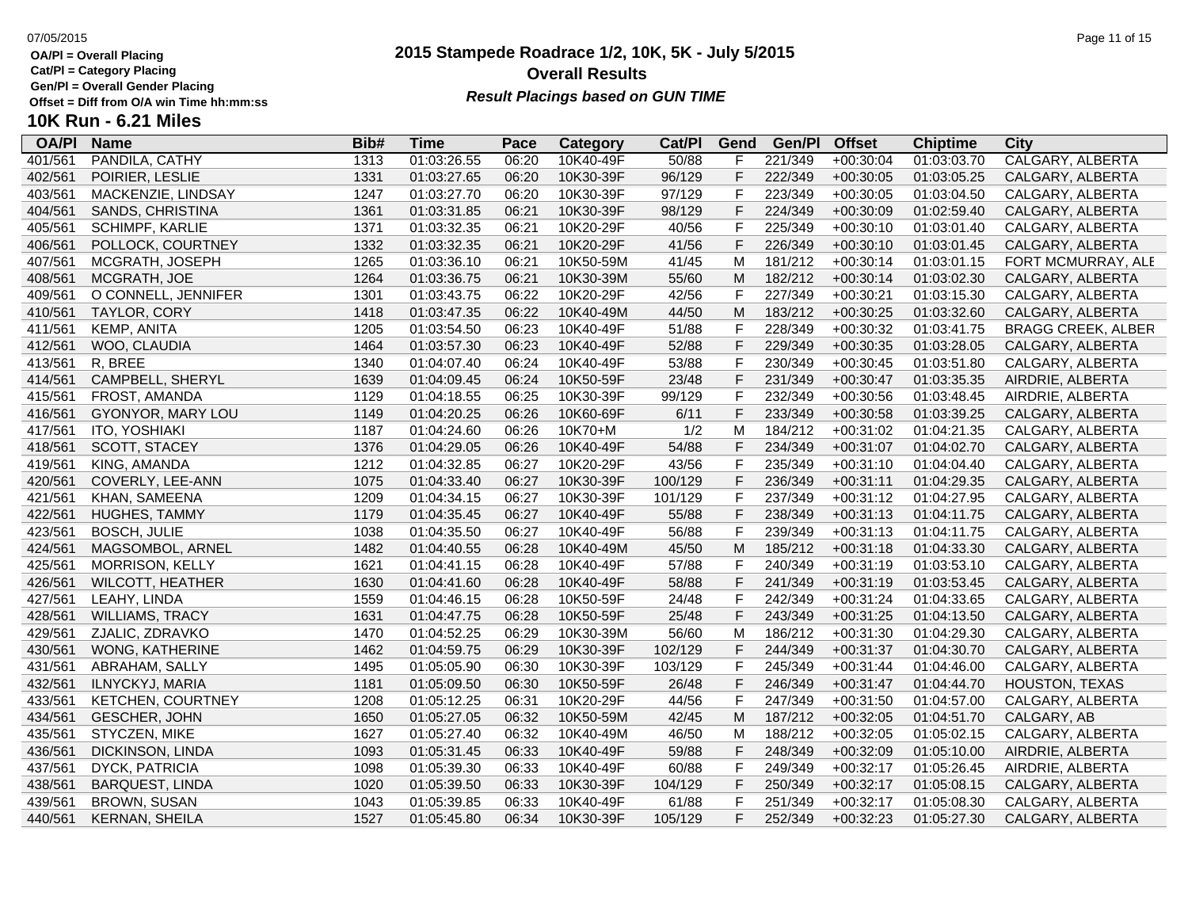OA/Pl = Overall Placing
Cat/Pl = Category Placing
Gen/Pl = Overall Gender Placing
Offset = Diff from O/A win Time hh:mm:ss

# 2015 Stampede Roadrace 1/2, 10K, 5K - July 5/2015

## Overall Results

***Result Placings based on GUN TIME***

### 10K Run - 6.21 Miles

| OA/Pl | Name | Bib# | Time | Pace | Category | Cat/Pl | Gend | Gen/Pl | Offset | Chiptime | City |
|---|---|---|---|---|---|---|---|---|---|---|---|
| 401/561 | PANDILA, CATHY | 1313 | 01:03:26.55 | 06:20 | 10K40-49F | 50/88 | F | 221/349 | +00:30:04 | 01:03:03.70 | CALGARY, ALBERTA |
| 402/561 | POIRIER, LESLIE | 1331 | 01:03:27.65 | 06:20 | 10K30-39F | 96/129 | F | 222/349 | +00:30:05 | 01:03:05.25 | CALGARY, ALBERTA |
| 403/561 | MACKENZIE, LINDSAY | 1247 | 01:03:27.70 | 06:20 | 10K30-39F | 97/129 | F | 223/349 | +00:30:05 | 01:03:04.50 | CALGARY, ALBERTA |
| 404/561 | SANDS, CHRISTINA | 1361 | 01:03:31.85 | 06:21 | 10K30-39F | 98/129 | F | 224/349 | +00:30:09 | 01:02:59.40 | CALGARY, ALBERTA |
| 405/561 | SCHIMPF, KARLIE | 1371 | 01:03:32.35 | 06:21 | 10K20-29F | 40/56 | F | 225/349 | +00:30:10 | 01:03:01.40 | CALGARY, ALBERTA |
| 406/561 | POLLOCK, COURTNEY | 1332 | 01:03:32.35 | 06:21 | 10K20-29F | 41/56 | F | 226/349 | +00:30:10 | 01:03:01.45 | CALGARY, ALBERTA |
| 407/561 | MCGRATH, JOSEPH | 1265 | 01:03:36.10 | 06:21 | 10K50-59M | 41/45 | M | 181/212 | +00:30:14 | 01:03:01.15 | FORT MCMURRAY, ALE |
| 408/561 | MCGRATH, JOE | 1264 | 01:03:36.75 | 06:21 | 10K30-39M | 55/60 | M | 182/212 | +00:30:14 | 01:03:02.30 | CALGARY, ALBERTA |
| 409/561 | O CONNELL, JENNIFER | 1301 | 01:03:43.75 | 06:22 | 10K20-29F | 42/56 | F | 227/349 | +00:30:21 | 01:03:15.30 | CALGARY, ALBERTA |
| 410/561 | TAYLOR, CORY | 1418 | 01:03:47.35 | 06:22 | 10K40-49M | 44/50 | M | 183/212 | +00:30:25 | 01:03:32.60 | CALGARY, ALBERTA |
| 411/561 | KEMP, ANITA | 1205 | 01:03:54.50 | 06:23 | 10K40-49F | 51/88 | F | 228/349 | +00:30:32 | 01:03:41.75 | BRAGG CREEK, ALBER |
| 412/561 | WOO, CLAUDIA | 1464 | 01:03:57.30 | 06:23 | 10K40-49F | 52/88 | F | 229/349 | +00:30:35 | 01:03:28.05 | CALGARY, ALBERTA |
| 413/561 | R, BREE | 1340 | 01:04:07.40 | 06:24 | 10K40-49F | 53/88 | F | 230/349 | +00:30:45 | 01:03:51.80 | CALGARY, ALBERTA |
| 414/561 | CAMPBELL, SHERYL | 1639 | 01:04:09.45 | 06:24 | 10K50-59F | 23/48 | F | 231/349 | +00:30:47 | 01:03:35.35 | AIRDRIE, ALBERTA |
| 415/561 | FROST, AMANDA | 1129 | 01:04:18.55 | 06:25 | 10K30-39F | 99/129 | F | 232/349 | +00:30:56 | 01:03:48.45 | AIRDRIE, ALBERTA |
| 416/561 | GYONYOR, MARY LOU | 1149 | 01:04:20.25 | 06:26 | 10K60-69F | 6/11 | F | 233/349 | +00:30:58 | 01:03:39.25 | CALGARY, ALBERTA |
| 417/561 | ITO, YOSHIAKI | 1187 | 01:04:24.60 | 06:26 | 10K70+M | 1/2 | M | 184/212 | +00:31:02 | 01:04:21.35 | CALGARY, ALBERTA |
| 418/561 | SCOTT, STACEY | 1376 | 01:04:29.05 | 06:26 | 10K40-49F | 54/88 | F | 234/349 | +00:31:07 | 01:04:02.70 | CALGARY, ALBERTA |
| 419/561 | KING, AMANDA | 1212 | 01:04:32.85 | 06:27 | 10K20-29F | 43/56 | F | 235/349 | +00:31:10 | 01:04:04.40 | CALGARY, ALBERTA |
| 420/561 | COVERLY, LEE-ANN | 1075 | 01:04:33.40 | 06:27 | 10K30-39F | 100/129 | F | 236/349 | +00:31:11 | 01:04:29.35 | CALGARY, ALBERTA |
| 421/561 | KHAN, SAMEENA | 1209 | 01:04:34.15 | 06:27 | 10K30-39F | 101/129 | F | 237/349 | +00:31:12 | 01:04:27.95 | CALGARY, ALBERTA |
| 422/561 | HUGHES, TAMMY | 1179 | 01:04:35.45 | 06:27 | 10K40-49F | 55/88 | F | 238/349 | +00:31:13 | 01:04:11.75 | CALGARY, ALBERTA |
| 423/561 | BOSCH, JULIE | 1038 | 01:04:35.50 | 06:27 | 10K40-49F | 56/88 | F | 239/349 | +00:31:13 | 01:04:11.75 | CALGARY, ALBERTA |
| 424/561 | MAGSOMBOL, ARNEL | 1482 | 01:04:40.55 | 06:28 | 10K40-49M | 45/50 | M | 185/212 | +00:31:18 | 01:04:33.30 | CALGARY, ALBERTA |
| 425/561 | MORRISON, KELLY | 1621 | 01:04:41.15 | 06:28 | 10K40-49F | 57/88 | F | 240/349 | +00:31:19 | 01:03:53.10 | CALGARY, ALBERTA |
| 426/561 | WILCOTT, HEATHER | 1630 | 01:04:41.60 | 06:28 | 10K40-49F | 58/88 | F | 241/349 | +00:31:19 | 01:03:53.45 | CALGARY, ALBERTA |
| 427/561 | LEAHY, LINDA | 1559 | 01:04:46.15 | 06:28 | 10K50-59F | 24/48 | F | 242/349 | +00:31:24 | 01:04:33.65 | CALGARY, ALBERTA |
| 428/561 | WILLIAMS, TRACY | 1631 | 01:04:47.75 | 06:28 | 10K50-59F | 25/48 | F | 243/349 | +00:31:25 | 01:04:13.50 | CALGARY, ALBERTA |
| 429/561 | ZJALIC, ZDRAVKO | 1470 | 01:04:52.25 | 06:29 | 10K30-39M | 56/60 | M | 186/212 | +00:31:30 | 01:04:29.30 | CALGARY, ALBERTA |
| 430/561 | WONG, KATHERINE | 1462 | 01:04:59.75 | 06:29 | 10K30-39F | 102/129 | F | 244/349 | +00:31:37 | 01:04:30.70 | CALGARY, ALBERTA |
| 431/561 | ABRAHAM, SALLY | 1495 | 01:05:05.90 | 06:30 | 10K30-39F | 103/129 | F | 245/349 | +00:31:44 | 01:04:46.00 | CALGARY, ALBERTA |
| 432/561 | ILNYCKYJ, MARIA | 1181 | 01:05:09.50 | 06:30 | 10K50-59F | 26/48 | F | 246/349 | +00:31:47 | 01:04:44.70 | HOUSTON, TEXAS |
| 433/561 | KETCHEN, COURTNEY | 1208 | 01:05:12.25 | 06:31 | 10K20-29F | 44/56 | F | 247/349 | +00:31:50 | 01:04:57.00 | CALGARY, ALBERTA |
| 434/561 | GESCHER, JOHN | 1650 | 01:05:27.05 | 06:32 | 10K50-59M | 42/45 | M | 187/212 | +00:32:05 | 01:04:51.70 | CALGARY, AB |
| 435/561 | STYCZEN, MIKE | 1627 | 01:05:27.40 | 06:32 | 10K40-49M | 46/50 | M | 188/212 | +00:32:05 | 01:05:02.15 | CALGARY, ALBERTA |
| 436/561 | DICKINSON, LINDA | 1093 | 01:05:31.45 | 06:33 | 10K40-49F | 59/88 | F | 248/349 | +00:32:09 | 01:05:10.00 | AIRDRIE, ALBERTA |
| 437/561 | DYCK, PATRICIA | 1098 | 01:05:39.30 | 06:33 | 10K40-49F | 60/88 | F | 249/349 | +00:32:17 | 01:05:26.45 | AIRDRIE, ALBERTA |
| 438/561 | BARQUEST, LINDA | 1020 | 01:05:39.50 | 06:33 | 10K30-39F | 104/129 | F | 250/349 | +00:32:17 | 01:05:08.15 | CALGARY, ALBERTA |
| 439/561 | BROWN, SUSAN | 1043 | 01:05:39.85 | 06:33 | 10K40-49F | 61/88 | F | 251/349 | +00:32:17 | 01:05:08.30 | CALGARY, ALBERTA |
| 440/561 | KERNAN, SHEILA | 1527 | 01:05:45.80 | 06:34 | 10K30-39F | 105/129 | F | 252/349 | +00:32:23 | 01:05:27.30 | CALGARY, ALBERTA |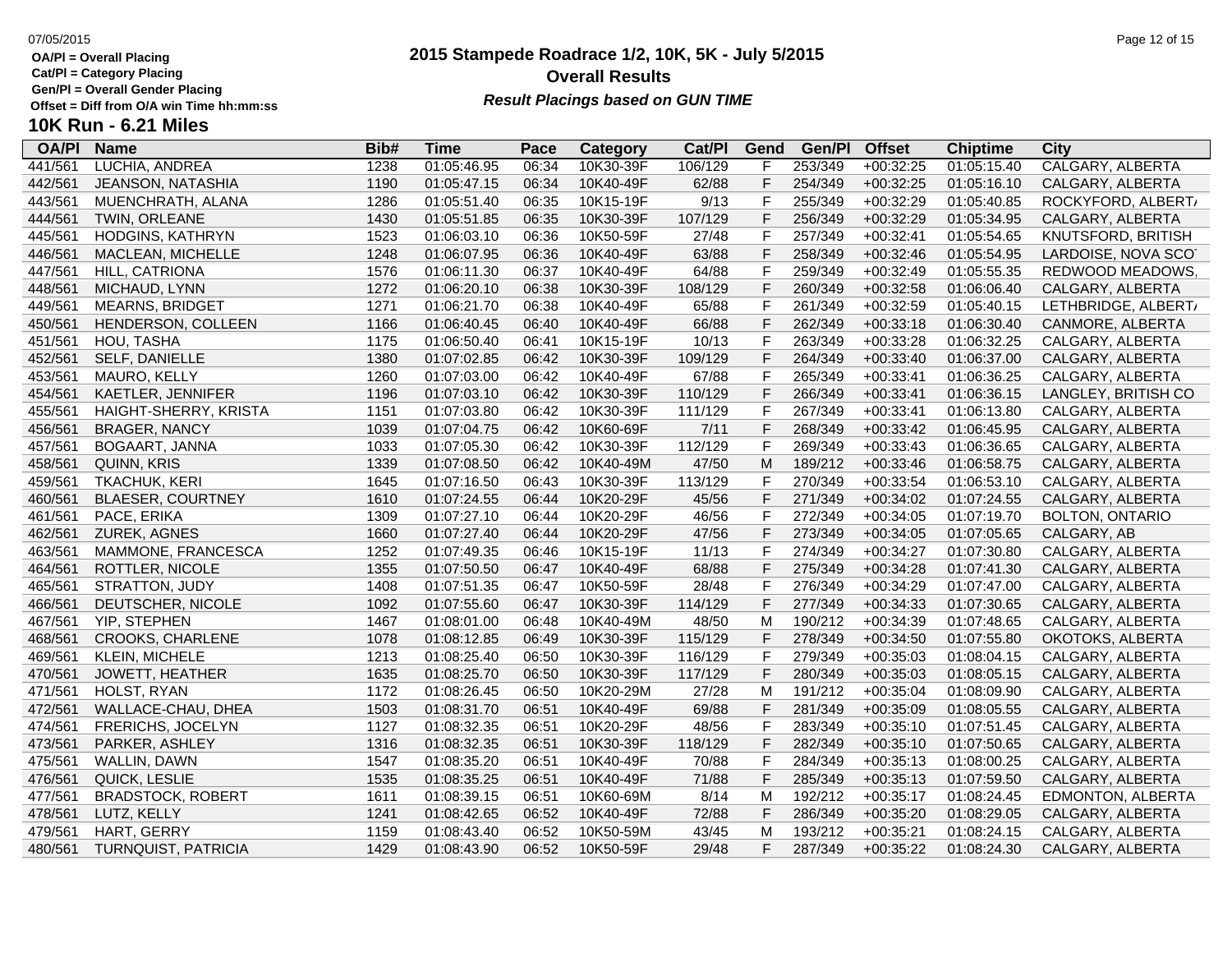OA/Pl = Overall Placing
Cat/Pl = Category Placing
Gen/Pl = Overall Gender Placing
Offset = Diff from O/A win Time hh:mm:ss

# 2015 Stampede Roadrace 1/2, 10K, 5K - July 5/2015
## Overall Results
***Result Placings based on GUN TIME***

## 10K Run - 6.21 Miles

| OA/Pl | Name | Bib# | Time | Pace | Category | Cat/Pl | Gend | Gen/Pl | Offset | Chiptime | City |
|---|---|---|---|---|---|---|---|---|---|---|---|
| 441/561 | LUCHIA, ANDREA | 1238 | 01:05:46.95 | 06:34 | 10K30-39F | 106/129 | F | 253/349 | +00:32:25 | 01:05:15.40 | CALGARY, ALBERTA |
| 442/561 | JEANSON, NATASHIA | 1190 | 01:05:47.15 | 06:34 | 10K40-49F | 62/88 | F | 254/349 | +00:32:25 | 01:05:16.10 | CALGARY, ALBERTA |
| 443/561 | MUENCHRATH, ALANA | 1286 | 01:05:51.40 | 06:35 | 10K15-19F | 9/13 | F | 255/349 | +00:32:29 | 01:05:40.85 | ROCKYFORD, ALBERTA |
| 444/561 | TWIN, ORLEANE | 1430 | 01:05:51.85 | 06:35 | 10K30-39F | 107/129 | F | 256/349 | +00:32:29 | 01:05:34.95 | CALGARY, ALBERTA |
| 445/561 | HODGINS, KATHRYN | 1523 | 01:06:03.10 | 06:36 | 10K50-59F | 27/48 | F | 257/349 | +00:32:41 | 01:05:54.65 | KNUTSFORD, BRITISH |
| 446/561 | MACLEAN, MICHELLE | 1248 | 01:06:07.95 | 06:36 | 10K40-49F | 63/88 | F | 258/349 | +00:32:46 | 01:05:54.95 | LARDOISE, NOVA SCOT |
| 447/561 | HILL, CATRIONA | 1576 | 01:06:11.30 | 06:37 | 10K40-49F | 64/88 | F | 259/349 | +00:32:49 | 01:05:55.35 | REDWOOD MEADOWS, |
| 448/561 | MICHAUD, LYNN | 1272 | 01:06:20.10 | 06:38 | 10K30-39F | 108/129 | F | 260/349 | +00:32:58 | 01:06:06.40 | CALGARY, ALBERTA |
| 449/561 | MEARNS, BRIDGET | 1271 | 01:06:21.70 | 06:38 | 10K40-49F | 65/88 | F | 261/349 | +00:32:59 | 01:05:40.15 | LETHBRIDGE, ALBERTA |
| 450/561 | HENDERSON, COLLEEN | 1166 | 01:06:40.45 | 06:40 | 10K40-49F | 66/88 | F | 262/349 | +00:33:18 | 01:06:30.40 | CANMORE, ALBERTA |
| 451/561 | HOU, TASHA | 1175 | 01:06:50.40 | 06:41 | 10K15-19F | 10/13 | F | 263/349 | +00:33:28 | 01:06:32.25 | CALGARY, ALBERTA |
| 452/561 | SELF, DANIELLE | 1380 | 01:07:02.85 | 06:42 | 10K30-39F | 109/129 | F | 264/349 | +00:33:40 | 01:06:37.00 | CALGARY, ALBERTA |
| 453/561 | MAURO, KELLY | 1260 | 01:07:03.00 | 06:42 | 10K40-49F | 67/88 | F | 265/349 | +00:33:41 | 01:06:36.25 | CALGARY, ALBERTA |
| 454/561 | KAETLER, JENNIFER | 1196 | 01:07:03.10 | 06:42 | 10K30-39F | 110/129 | F | 266/349 | +00:33:41 | 01:06:36.15 | LANGLEY, BRITISH CO |
| 455/561 | HAIGHT-SHERRY, KRISTA | 1151 | 01:07:03.80 | 06:42 | 10K30-39F | 111/129 | F | 267/349 | +00:33:41 | 01:06:13.80 | CALGARY, ALBERTA |
| 456/561 | BRAGER, NANCY | 1039 | 01:07:04.75 | 06:42 | 10K60-69F | 7/11 | F | 268/349 | +00:33:42 | 01:06:45.95 | CALGARY, ALBERTA |
| 457/561 | BOGAART, JANNA | 1033 | 01:07:05.30 | 06:42 | 10K30-39F | 112/129 | F | 269/349 | +00:33:43 | 01:06:36.65 | CALGARY, ALBERTA |
| 458/561 | QUINN, KRIS | 1339 | 01:07:08.50 | 06:42 | 10K40-49M | 47/50 | M | 189/212 | +00:33:46 | 01:06:58.75 | CALGARY, ALBERTA |
| 459/561 | TKACHUK, KERI | 1645 | 01:07:16.50 | 06:43 | 10K30-39F | 113/129 | F | 270/349 | +00:33:54 | 01:06:53.10 | CALGARY, ALBERTA |
| 460/561 | BLAESER, COURTNEY | 1610 | 01:07:24.55 | 06:44 | 10K20-29F | 45/56 | F | 271/349 | +00:34:02 | 01:07:24.55 | CALGARY, ALBERTA |
| 461/561 | PACE, ERIKA | 1309 | 01:07:27.10 | 06:44 | 10K20-29F | 46/56 | F | 272/349 | +00:34:05 | 01:07:19.70 | BOLTON, ONTARIO |
| 462/561 | ZUREK, AGNES | 1660 | 01:07:27.40 | 06:44 | 10K20-29F | 47/56 | F | 273/349 | +00:34:05 | 01:07:05.65 | CALGARY, AB |
| 463/561 | MAMMONE, FRANCESCA | 1252 | 01:07:49.35 | 06:46 | 10K15-19F | 11/13 | F | 274/349 | +00:34:27 | 01:07:30.80 | CALGARY, ALBERTA |
| 464/561 | ROTTLER, NICOLE | 1355 | 01:07:50.50 | 06:47 | 10K40-49F | 68/88 | F | 275/349 | +00:34:28 | 01:07:41.30 | CALGARY, ALBERTA |
| 465/561 | STRATTON, JUDY | 1408 | 01:07:51.35 | 06:47 | 10K50-59F | 28/48 | F | 276/349 | +00:34:29 | 01:07:47.00 | CALGARY, ALBERTA |
| 466/561 | DEUTSCHER, NICOLE | 1092 | 01:07:55.60 | 06:47 | 10K30-39F | 114/129 | F | 277/349 | +00:34:33 | 01:07:30.65 | CALGARY, ALBERTA |
| 467/561 | YIP, STEPHEN | 1467 | 01:08:01.00 | 06:48 | 10K40-49M | 48/50 | M | 190/212 | +00:34:39 | 01:07:48.65 | CALGARY, ALBERTA |
| 468/561 | CROOKS, CHARLENE | 1078 | 01:08:12.85 | 06:49 | 10K30-39F | 115/129 | F | 278/349 | +00:34:50 | 01:07:55.80 | OKOTOKS, ALBERTA |
| 469/561 | KLEIN, MICHELE | 1213 | 01:08:25.40 | 06:50 | 10K30-39F | 116/129 | F | 279/349 | +00:35:03 | 01:08:04.15 | CALGARY, ALBERTA |
| 470/561 | JOWETT, HEATHER | 1635 | 01:08:25.70 | 06:50 | 10K30-39F | 117/129 | F | 280/349 | +00:35:03 | 01:08:05.15 | CALGARY, ALBERTA |
| 471/561 | HOLST, RYAN | 1172 | 01:08:26.45 | 06:50 | 10K20-29M | 27/28 | M | 191/212 | +00:35:04 | 01:08:09.90 | CALGARY, ALBERTA |
| 472/561 | WALLACE-CHAU, DHEA | 1503 | 01:08:31.70 | 06:51 | 10K40-49F | 69/88 | F | 281/349 | +00:35:09 | 01:08:05.55 | CALGARY, ALBERTA |
| 474/561 | FRERICHS, JOCELYN | 1127 | 01:08:32.35 | 06:51 | 10K20-29F | 48/56 | F | 283/349 | +00:35:10 | 01:07:51.45 | CALGARY, ALBERTA |
| 473/561 | PARKER, ASHLEY | 1316 | 01:08:32.35 | 06:51 | 10K30-39F | 118/129 | F | 282/349 | +00:35:10 | 01:07:50.65 | CALGARY, ALBERTA |
| 475/561 | WALLIN, DAWN | 1547 | 01:08:35.20 | 06:51 | 10K40-49F | 70/88 | F | 284/349 | +00:35:13 | 01:08:00.25 | CALGARY, ALBERTA |
| 476/561 | QUICK, LESLIE | 1535 | 01:08:35.25 | 06:51 | 10K40-49F | 71/88 | F | 285/349 | +00:35:13 | 01:07:59.50 | CALGARY, ALBERTA |
| 477/561 | BRADSTOCK, ROBERT | 1611 | 01:08:39.15 | 06:51 | 10K60-69M | 8/14 | M | 192/212 | +00:35:17 | 01:08:24.45 | EDMONTON, ALBERTA |
| 478/561 | LUTZ, KELLY | 1241 | 01:08:42.65 | 06:52 | 10K40-49F | 72/88 | F | 286/349 | +00:35:20 | 01:08:29.05 | CALGARY, ALBERTA |
| 479/561 | HART, GERRY | 1159 | 01:08:43.40 | 06:52 | 10K50-59M | 43/45 | M | 193/212 | +00:35:21 | 01:08:24.15 | CALGARY, ALBERTA |
| 480/561 | TURNQUIST, PATRICIA | 1429 | 01:08:43.90 | 06:52 | 10K50-59F | 29/48 | F | 287/349 | +00:35:22 | 01:08:24.30 | CALGARY, ALBERTA |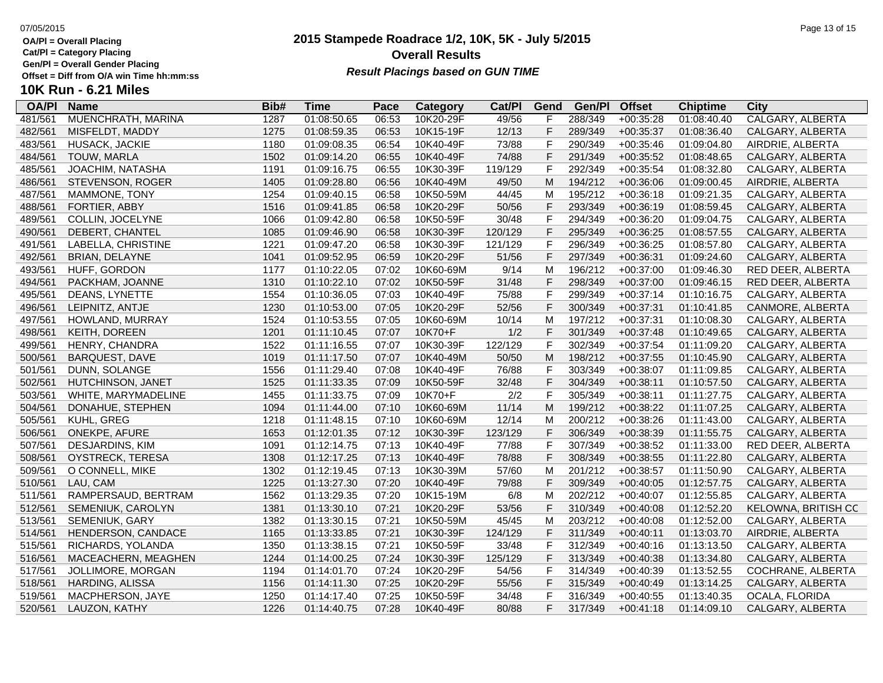OA/Pl = Overall Placing
Cat/Pl = Category Placing
Gen/Pl = Overall Gender Placing
Offset = Diff from O/A win Time hh:mm:ss

# 2015 Stampede Roadrace 1/2, 10K, 5K - July 5/2015

## Overall Results

***Result Placings based on GUN TIME***

## 10K Run - 6.21 Miles

| OA/Pl | Name | Bib# | Time | Pace | Category | Cat/Pl | Gend | Gen/Pl | Offset | Chiptime | City |
|---|---|---|---|---|---|---|---|---|---|---|---|
| 481/561 | MUENCHRATH, MARINA | 1287 | 01:08:50.65 | 06:53 | 10K20-29F | 49/56 | F | 288/349 | +00:35:28 | 01:08:40.40 | CALGARY, ALBERTA |
| 482/561 | MISFELDT, MADDY | 1275 | 01:08:59.35 | 06:53 | 10K15-19F | 12/13 | F | 289/349 | +00:35:37 | 01:08:36.40 | CALGARY, ALBERTA |
| 483/561 | HUSACK, JACKIE | 1180 | 01:09:08.35 | 06:54 | 10K40-49F | 73/88 | F | 290/349 | +00:35:46 | 01:09:04.80 | AIRDRIE, ALBERTA |
| 484/561 | TOUW, MARLA | 1502 | 01:09:14.20 | 06:55 | 10K40-49F | 74/88 | F | 291/349 | +00:35:52 | 01:08:48.65 | CALGARY, ALBERTA |
| 485/561 | JOACHIM, NATASHA | 1191 | 01:09:16.75 | 06:55 | 10K30-39F | 119/129 | F | 292/349 | +00:35:54 | 01:08:32.80 | CALGARY, ALBERTA |
| 486/561 | STEVENSON, ROGER | 1405 | 01:09:28.80 | 06:56 | 10K40-49M | 49/50 | M | 194/212 | +00:36:06 | 01:09:00.45 | AIRDRIE, ALBERTA |
| 487/561 | MAMMONE, TONY | 1254 | 01:09:40.15 | 06:58 | 10K50-59M | 44/45 | M | 195/212 | +00:36:18 | 01:09:21.35 | CALGARY, ALBERTA |
| 488/561 | FORTIER, ABBY | 1516 | 01:09:41.85 | 06:58 | 10K20-29F | 50/56 | F | 293/349 | +00:36:19 | 01:08:59.45 | CALGARY, ALBERTA |
| 489/561 | COLLIN, JOCELYNE | 1066 | 01:09:42.80 | 06:58 | 10K50-59F | 30/48 | F | 294/349 | +00:36:20 | 01:09:04.75 | CALGARY, ALBERTA |
| 490/561 | DEBERT, CHANTEL | 1085 | 01:09:46.90 | 06:58 | 10K30-39F | 120/129 | F | 295/349 | +00:36:25 | 01:08:57.55 | CALGARY, ALBERTA |
| 491/561 | LABELLA, CHRISTINE | 1221 | 01:09:47.20 | 06:58 | 10K30-39F | 121/129 | F | 296/349 | +00:36:25 | 01:08:57.80 | CALGARY, ALBERTA |
| 492/561 | BRIAN, DELAYNE | 1041 | 01:09:52.95 | 06:59 | 10K20-29F | 51/56 | F | 297/349 | +00:36:31 | 01:09:24.60 | CALGARY, ALBERTA |
| 493/561 | HUFF, GORDON | 1177 | 01:10:22.05 | 07:02 | 10K60-69M | 9/14 | M | 196/212 | +00:37:00 | 01:09:46.30 | RED DEER, ALBERTA |
| 494/561 | PACKHAM, JOANNE | 1310 | 01:10:22.10 | 07:02 | 10K50-59F | 31/48 | F | 298/349 | +00:37:00 | 01:09:46.15 | RED DEER, ALBERTA |
| 495/561 | DEANS, LYNETTE | 1554 | 01:10:36.05 | 07:03 | 10K40-49F | 75/88 | F | 299/349 | +00:37:14 | 01:10:16.75 | CALGARY, ALBERTA |
| 496/561 | LEIPNITZ, ANTJE | 1230 | 01:10:53.00 | 07:05 | 10K20-29F | 52/56 | F | 300/349 | +00:37:31 | 01:10:41.85 | CANMORE, ALBERTA |
| 497/561 | HOWLAND, MURRAY | 1524 | 01:10:53.55 | 07:05 | 10K60-69M | 10/14 | M | 197/212 | +00:37:31 | 01:10:08.30 | CALGARY, ALBERTA |
| 498/561 | KEITH, DOREEN | 1201 | 01:11:10.45 | 07:07 | 10K70+F | 1/2 | F | 301/349 | +00:37:48 | 01:10:49.65 | CALGARY, ALBERTA |
| 499/561 | HENRY, CHANDRA | 1522 | 01:11:16.55 | 07:07 | 10K30-39F | 122/129 | F | 302/349 | +00:37:54 | 01:11:09.20 | CALGARY, ALBERTA |
| 500/561 | BARQUEST, DAVE | 1019 | 01:11:17.50 | 07:07 | 10K40-49M | 50/50 | M | 198/212 | +00:37:55 | 01:10:45.90 | CALGARY, ALBERTA |
| 501/561 | DUNN, SOLANGE | 1556 | 01:11:29.40 | 07:08 | 10K40-49F | 76/88 | F | 303/349 | +00:38:07 | 01:11:09.85 | CALGARY, ALBERTA |
| 502/561 | HUTCHINSON, JANET | 1525 | 01:11:33.35 | 07:09 | 10K50-59F | 32/48 | F | 304/349 | +00:38:11 | 01:10:57.50 | CALGARY, ALBERTA |
| 503/561 | WHITE, MARYMADELINE | 1455 | 01:11:33.75 | 07:09 | 10K70+F | 2/2 | F | 305/349 | +00:38:11 | 01:11:27.75 | CALGARY, ALBERTA |
| 504/561 | DONAHUE, STEPHEN | 1094 | 01:11:44.00 | 07:10 | 10K60-69M | 11/14 | M | 199/212 | +00:38:22 | 01:11:07.25 | CALGARY, ALBERTA |
| 505/561 | KUHL, GREG | 1218 | 01:11:48.15 | 07:10 | 10K60-69M | 12/14 | M | 200/212 | +00:38:26 | 01:11:43.00 | CALGARY, ALBERTA |
| 506/561 | ONEKPE, AFURE | 1653 | 01:12:01.35 | 07:12 | 10K30-39F | 123/129 | F | 306/349 | +00:38:39 | 01:11:55.75 | CALGARY, ALBERTA |
| 507/561 | DESJARDINS, KIM | 1091 | 01:12:14.75 | 07:13 | 10K40-49F | 77/88 | F | 307/349 | +00:38:52 | 01:11:33.00 | RED DEER, ALBERTA |
| 508/561 | OYSTRECK, TERESA | 1308 | 01:12:17.25 | 07:13 | 10K40-49F | 78/88 | F | 308/349 | +00:38:55 | 01:11:22.80 | CALGARY, ALBERTA |
| 509/561 | O CONNELL, MIKE | 1302 | 01:12:19.45 | 07:13 | 10K30-39M | 57/60 | M | 201/212 | +00:38:57 | 01:11:50.90 | CALGARY, ALBERTA |
| 510/561 | LAU, CAM | 1225 | 01:13:27.30 | 07:20 | 10K40-49F | 79/88 | F | 309/349 | +00:40:05 | 01:12:57.75 | CALGARY, ALBERTA |
| 511/561 | RAMPERSAUD, BERTRAM | 1562 | 01:13:29.35 | 07:20 | 10K15-19M | 6/8 | M | 202/212 | +00:40:07 | 01:12:55.85 | CALGARY, ALBERTA |
| 512/561 | SEMENIUK, CAROLYN | 1381 | 01:13:30.10 | 07:21 | 10K20-29F | 53/56 | F | 310/349 | +00:40:08 | 01:12:52.20 | KELOWNA, BRITISH CC |
| 513/561 | SEMENIUK, GARY | 1382 | 01:13:30.15 | 07:21 | 10K50-59M | 45/45 | M | 203/212 | +00:40:08 | 01:12:52.00 | CALGARY, ALBERTA |
| 514/561 | HENDERSON, CANDACE | 1165 | 01:13:33.85 | 07:21 | 10K30-39F | 124/129 | F | 311/349 | +00:40:11 | 01:13:03.70 | AIRDRIE, ALBERTA |
| 515/561 | RICHARDS, YOLANDA | 1350 | 01:13:38.15 | 07:21 | 10K50-59F | 33/48 | F | 312/349 | +00:40:16 | 01:13:13.50 | CALGARY, ALBERTA |
| 516/561 | MACEACHERN, MEAGHEN | 1244 | 01:14:00.25 | 07:24 | 10K30-39F | 125/129 | F | 313/349 | +00:40:38 | 01:13:34.80 | CALGARY, ALBERTA |
| 517/561 | JOLLIMORE, MORGAN | 1194 | 01:14:01.70 | 07:24 | 10K20-29F | 54/56 | F | 314/349 | +00:40:39 | 01:13:52.55 | COCHRANE, ALBERTA |
| 518/561 | HARDING, ALISSA | 1156 | 01:14:11.30 | 07:25 | 10K20-29F | 55/56 | F | 315/349 | +00:40:49 | 01:13:14.25 | CALGARY, ALBERTA |
| 519/561 | MACPHERSON, JAYE | 1250 | 01:14:17.40 | 07:25 | 10K50-59F | 34/48 | F | 316/349 | +00:40:55 | 01:13:40.35 | OCALA, FLORIDA |
| 520/561 | LAUZON, KATHY | 1226 | 01:14:40.75 | 07:28 | 10K40-49F | 80/88 | F | 317/349 | +00:41:18 | 01:14:09.10 | CALGARY, ALBERTA |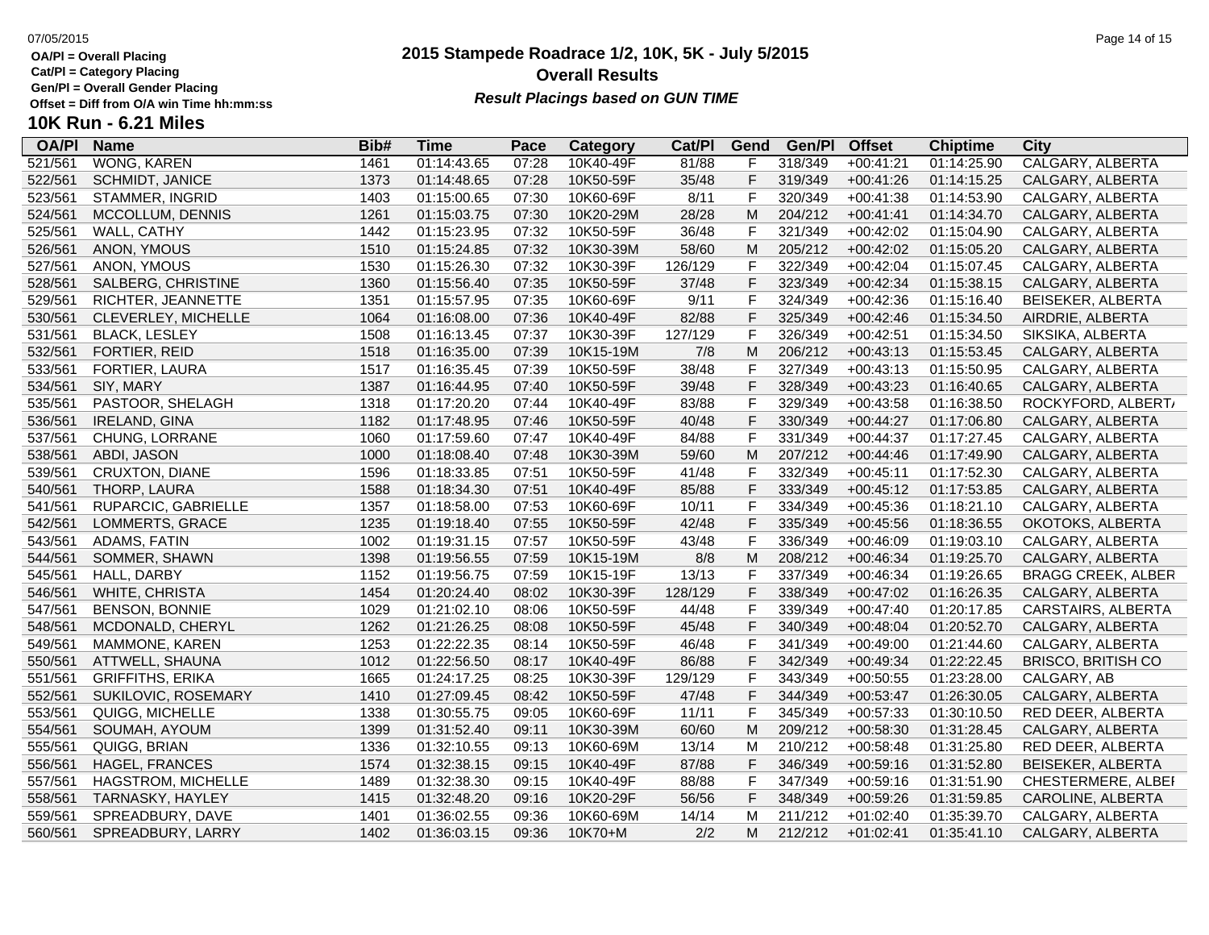# 2015 Stampede Roadrace 1/2, 10K, 5K - July 5/2015

## Overall Results

***Result Placings based on GUN TIME***

OA/Pl = Overall Placing
Cat/Pl = Category Placing
Gen/Pl = Overall Gender Placing
Offset = Diff from O/A win Time hh:mm:ss

### 10K Run - 6.21 Miles

| OA/Pl | Name | Bib# | Time | Pace | Category | Cat/Pl | Gend | Gen/Pl | Offset | Chiptime | City |
|---|---|---|---|---|---|---|---|---|---|---|---|
| 521/561 | WONG, KAREN | 1461 | 01:14:43.65 | 07:28 | 10K40-49F | 81/88 | F | 318/349 | +00:41:21 | 01:14:25.90 | CALGARY, ALBERTA |
| 522/561 | SCHMIDT, JANICE | 1373 | 01:14:48.65 | 07:28 | 10K50-59F | 35/48 | F | 319/349 | +00:41:26 | 01:14:15.25 | CALGARY, ALBERTA |
| 523/561 | STAMMER, INGRID | 1403 | 01:15:00.65 | 07:30 | 10K60-69F | 8/11 | F | 320/349 | +00:41:38 | 01:14:53.90 | CALGARY, ALBERTA |
| 524/561 | MCCOLLUM, DENNIS | 1261 | 01:15:03.75 | 07:30 | 10K20-29M | 28/28 | M | 204/212 | +00:41:41 | 01:14:34.70 | CALGARY, ALBERTA |
| 525/561 | WALL, CATHY | 1442 | 01:15:23.95 | 07:32 | 10K50-59F | 36/48 | F | 321/349 | +00:42:02 | 01:15:04.90 | CALGARY, ALBERTA |
| 526/561 | ANON, YMOUS | 1510 | 01:15:24.85 | 07:32 | 10K30-39M | 58/60 | M | 205/212 | +00:42:02 | 01:15:05.20 | CALGARY, ALBERTA |
| 527/561 | ANON, YMOUS | 1530 | 01:15:26.30 | 07:32 | 10K30-39F | 126/129 | F | 322/349 | +00:42:04 | 01:15:07.45 | CALGARY, ALBERTA |
| 528/561 | SALBERG, CHRISTINE | 1360 | 01:15:56.40 | 07:35 | 10K50-59F | 37/48 | F | 323/349 | +00:42:34 | 01:15:38.15 | CALGARY, ALBERTA |
| 529/561 | RICHTER, JEANNETTE | 1351 | 01:15:57.95 | 07:35 | 10K60-69F | 9/11 | F | 324/349 | +00:42:36 | 01:15:16.40 | BEISEKER, ALBERTA |
| 530/561 | CLEVERLEY, MICHELLE | 1064 | 01:16:08.00 | 07:36 | 10K40-49F | 82/88 | F | 325/349 | +00:42:46 | 01:15:34.50 | AIRDRIE, ALBERTA |
| 531/561 | BLACK, LESLEY | 1508 | 01:16:13.45 | 07:37 | 10K30-39F | 127/129 | F | 326/349 | +00:42:51 | 01:15:34.50 | SIKSIKA, ALBERTA |
| 532/561 | FORTIER, REID | 1518 | 01:16:35.00 | 07:39 | 10K15-19M | 7/8 | M | 206/212 | +00:43:13 | 01:15:53.45 | CALGARY, ALBERTA |
| 533/561 | FORTIER, LAURA | 1517 | 01:16:35.45 | 07:39 | 10K50-59F | 38/48 | F | 327/349 | +00:43:13 | 01:15:50.95 | CALGARY, ALBERTA |
| 534/561 | SIY, MARY | 1387 | 01:16:44.95 | 07:40 | 10K50-59F | 39/48 | F | 328/349 | +00:43:23 | 01:16:40.65 | CALGARY, ALBERTA |
| 535/561 | PASTOOR, SHELAGH | 1318 | 01:17:20.20 | 07:44 | 10K40-49F | 83/88 | F | 329/349 | +00:43:58 | 01:16:38.50 | ROCKYFORD, ALBERT/ |
| 536/561 | IRELAND, GINA | 1182 | 01:17:48.95 | 07:46 | 10K50-59F | 40/48 | F | 330/349 | +00:44:27 | 01:17:06.80 | CALGARY, ALBERTA |
| 537/561 | CHUNG, LORRANE | 1060 | 01:17:59.60 | 07:47 | 10K40-49F | 84/88 | F | 331/349 | +00:44:37 | 01:17:27.45 | CALGARY, ALBERTA |
| 538/561 | ABDI, JASON | 1000 | 01:18:08.40 | 07:48 | 10K30-39M | 59/60 | M | 207/212 | +00:44:46 | 01:17:49.90 | CALGARY, ALBERTA |
| 539/561 | CRUXTON, DIANE | 1596 | 01:18:33.85 | 07:51 | 10K50-59F | 41/48 | F | 332/349 | +00:45:11 | 01:17:52.30 | CALGARY, ALBERTA |
| 540/561 | THORP, LAURA | 1588 | 01:18:34.30 | 07:51 | 10K40-49F | 85/88 | F | 333/349 | +00:45:12 | 01:17:53.85 | CALGARY, ALBERTA |
| 541/561 | RUPARCIC, GABRIELLE | 1357 | 01:18:58.00 | 07:53 | 10K60-69F | 10/11 | F | 334/349 | +00:45:36 | 01:18:21.10 | CALGARY, ALBERTA |
| 542/561 | LOMMERTS, GRACE | 1235 | 01:19:18.40 | 07:55 | 10K50-59F | 42/48 | F | 335/349 | +00:45:56 | 01:18:36.55 | OKOTOKS, ALBERTA |
| 543/561 | ADAMS, FATIN | 1002 | 01:19:31.15 | 07:57 | 10K50-59F | 43/48 | F | 336/349 | +00:46:09 | 01:19:03.10 | CALGARY, ALBERTA |
| 544/561 | SOMMER, SHAWN | 1398 | 01:19:56.55 | 07:59 | 10K15-19M | 8/8 | M | 208/212 | +00:46:34 | 01:19:25.70 | CALGARY, ALBERTA |
| 545/561 | HALL, DARBY | 1152 | 01:19:56.75 | 07:59 | 10K15-19F | 13/13 | F | 337/349 | +00:46:34 | 01:19:26.65 | BRAGG CREEK, ALBER |
| 546/561 | WHITE, CHRISTA | 1454 | 01:20:24.40 | 08:02 | 10K30-39F | 128/129 | F | 338/349 | +00:47:02 | 01:16:26.35 | CALGARY, ALBERTA |
| 547/561 | BENSON, BONNIE | 1029 | 01:21:02.10 | 08:06 | 10K50-59F | 44/48 | F | 339/349 | +00:47:40 | 01:20:17.85 | CARSTAIRS, ALBERTA |
| 548/561 | MCDONALD, CHERYL | 1262 | 01:21:26.25 | 08:08 | 10K50-59F | 45/48 | F | 340/349 | +00:48:04 | 01:20:52.70 | CALGARY, ALBERTA |
| 549/561 | MAMMONE, KAREN | 1253 | 01:22:22.35 | 08:14 | 10K50-59F | 46/48 | F | 341/349 | +00:49:00 | 01:21:44.60 | CALGARY, ALBERTA |
| 550/561 | ATTWELL, SHAUNA | 1012 | 01:22:56.50 | 08:17 | 10K40-49F | 86/88 | F | 342/349 | +00:49:34 | 01:22:22.45 | BRISCO, BRITISH CO |
| 551/561 | GRIFFITHS, ERIKA | 1665 | 01:24:17.25 | 08:25 | 10K30-39F | 129/129 | F | 343/349 | +00:50:55 | 01:23:28.00 | CALGARY, AB |
| 552/561 | SUKILOVIC, ROSEMARY | 1410 | 01:27:09.45 | 08:42 | 10K50-59F | 47/48 | F | 344/349 | +00:53:47 | 01:26:30.05 | CALGARY, ALBERTA |
| 553/561 | QUIGG, MICHELLE | 1338 | 01:30:55.75 | 09:05 | 10K60-69F | 11/11 | F | 345/349 | +00:57:33 | 01:30:10.50 | RED DEER, ALBERTA |
| 554/561 | SOUMAH, AYOUM | 1399 | 01:31:52.40 | 09:11 | 10K30-39M | 60/60 | M | 209/212 | +00:58:30 | 01:31:28.45 | CALGARY, ALBERTA |
| 555/561 | QUIGG, BRIAN | 1336 | 01:32:10.55 | 09:13 | 10K60-69M | 13/14 | M | 210/212 | +00:58:48 | 01:31:25.80 | RED DEER, ALBERTA |
| 556/561 | HAGEL, FRANCES | 1574 | 01:32:38.15 | 09:15 | 10K40-49F | 87/88 | F | 346/349 | +00:59:16 | 01:31:52.80 | BEISEKER, ALBERTA |
| 557/561 | HAGSTROM, MICHELLE | 1489 | 01:32:38.30 | 09:15 | 10K40-49F | 88/88 | F | 347/349 | +00:59:16 | 01:31:51.90 | CHESTERMERE, ALBEI |
| 558/561 | TARNASKY, HAYLEY | 1415 | 01:32:48.20 | 09:16 | 10K20-29F | 56/56 | F | 348/349 | +00:59:26 | 01:31:59.85 | CAROLINE, ALBERTA |
| 559/561 | SPREADBURY, DAVE | 1401 | 01:36:02.55 | 09:36 | 10K60-69M | 14/14 | M | 211/212 | +01:02:40 | 01:35:39.70 | CALGARY, ALBERTA |
| 560/561 | SPREADBURY, LARRY | 1402 | 01:36:03.15 | 09:36 | 10K70+M | 2/2 | M | 212/212 | +01:02:41 | 01:35:41.10 | CALGARY, ALBERTA |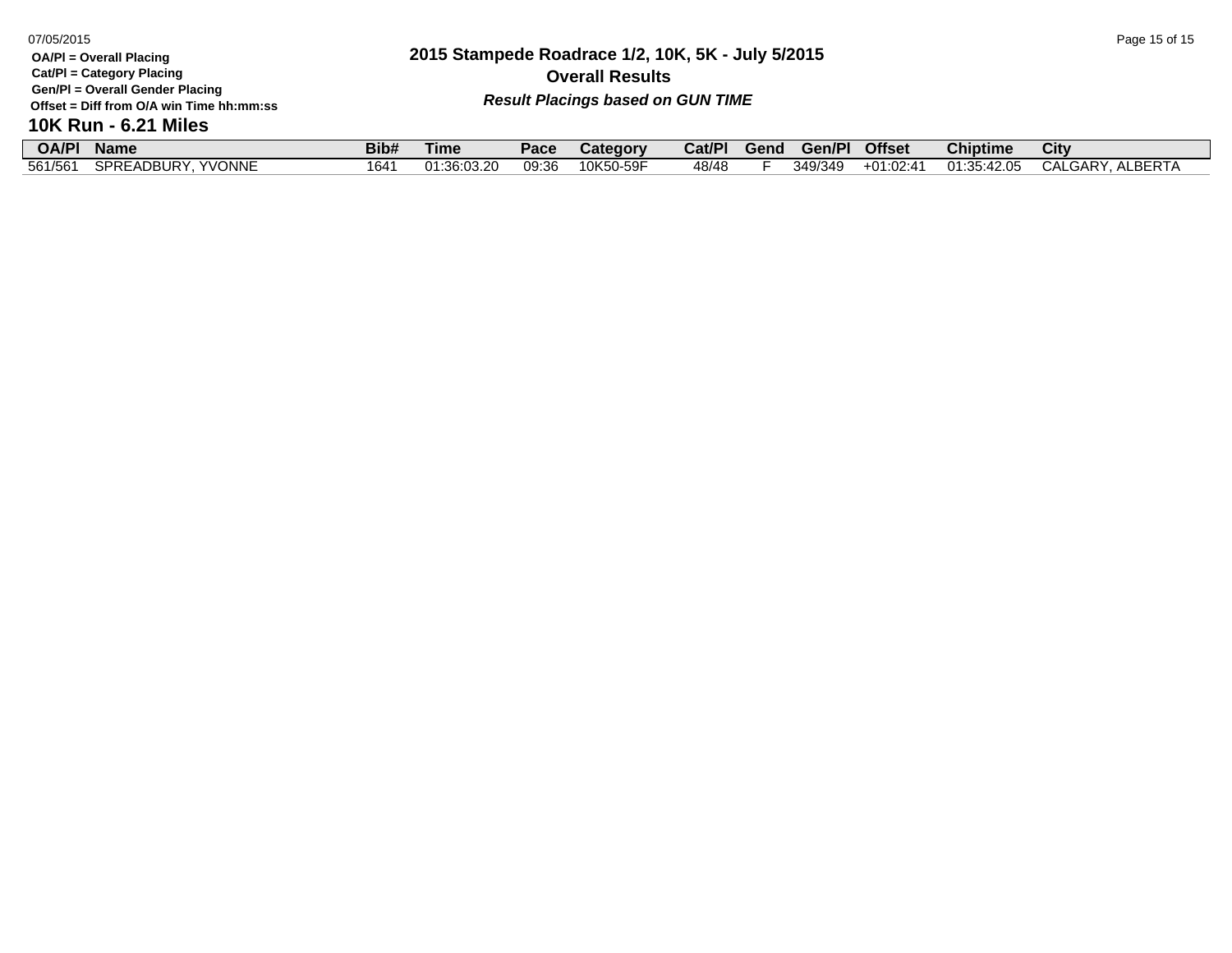OA/Pl = Overall Placing
Cat/Pl = Category Placing
Gen/Pl = Overall Gender Placing
Offset = Diff from O/A win Time hh:mm:ss

# 2015 Stampede Roadrace 1/2, 10K, 5K - July 5/2015

## Overall Results

***Result Placings based on GUN TIME***

### 10K Run - 6.21 Miles

| OA/Pl | Name | Bib# | Time | Pace | Category | Cat/Pl | Gend | Gen/Pl | Offset | Chiptime | City |
|---|---|---|---|---|---|---|---|---|---|---|---|
| 561/561 | SPREADBURY, YVONNE | 1641 | 01:36:03.20 | 09:36 | 10K50-59F | 48/48 | F | 349/349 | +01:02:41 | 01:35:42.05 | CALGARY, ALBERTA |